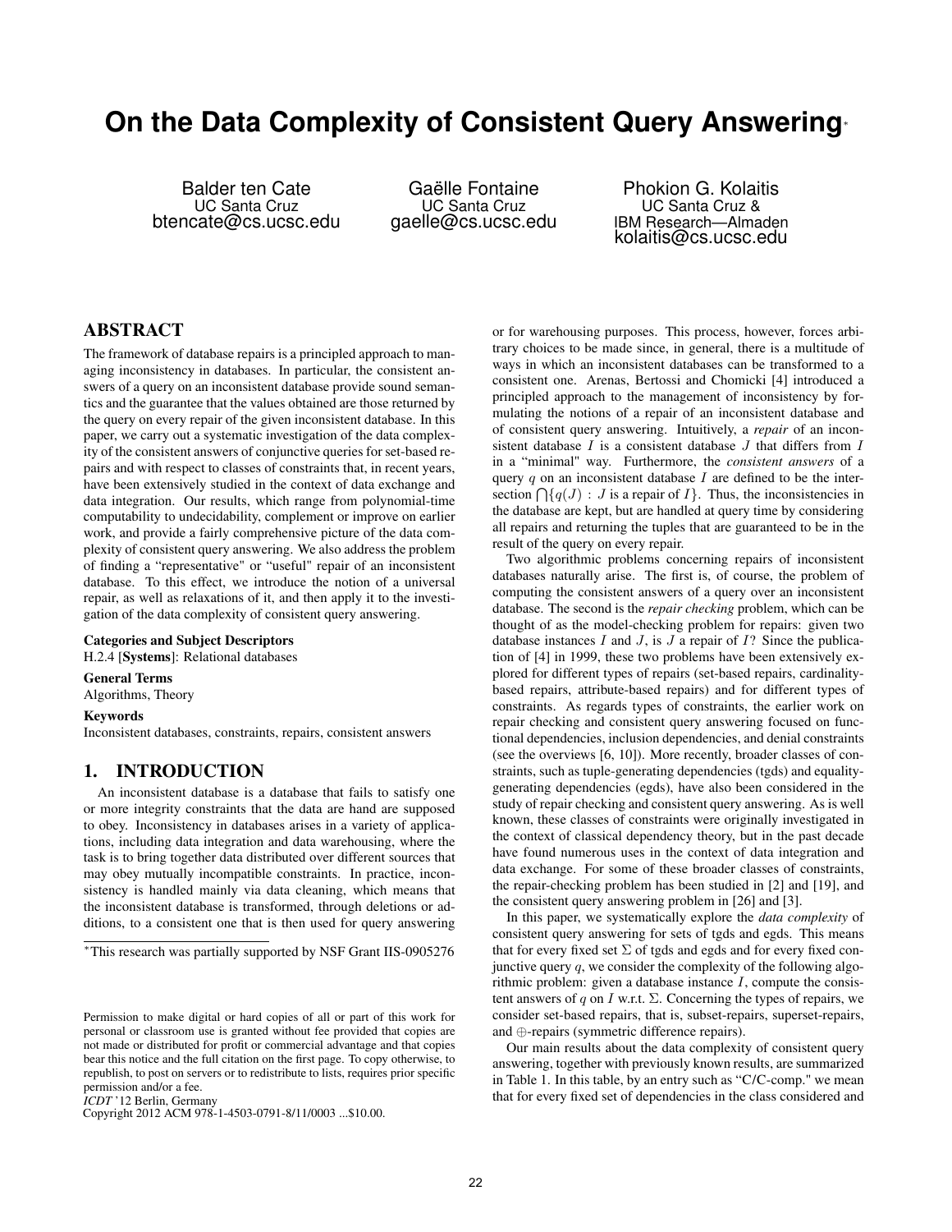# On the Data Complexity of Consistent Query Answering*

Balder ten Cate
UC Santa Cruz
btencate@cs.ucsc.edu

Gaëlle Fontaine
UC Santa Cruz
gaelle@cs.ucsc.edu

Phokion G. Kolaitis
UC Santa Cruz &
IBM Research—Almaden
kolaitis@cs.ucsc.edu

## ABSTRACT

The framework of database repairs is a principled approach to managing inconsistency in databases. In particular, the consistent answers of a query on an inconsistent database provide sound semantics and the guarantee that the values obtained are those returned by the query on every repair of the given inconsistent database. In this paper, we carry out a systematic investigation of the data complexity of the consistent answers of conjunctive queries for set-based repairs and with respect to classes of constraints that, in recent years, have been extensively studied in the context of data exchange and data integration. Our results, which range from polynomial-time computability to undecidability, complement or improve on earlier work, and provide a fairly comprehensive picture of the data complexity of consistent query answering. We also address the problem of finding a "representative" or "useful" repair of an inconsistent database. To this effect, we introduce the notion of a universal repair, as well as relaxations of it, and then apply it to the investigation of the data complexity of consistent query answering.

**Categories and Subject Descriptors**
H.2.4 [**Systems**]: Relational databases

**General Terms**
Algorithms, Theory

**Keywords**
Inconsistent databases, constraints, repairs, consistent answers

## 1. INTRODUCTION

An inconsistent database is a database that fails to satisfy one or more integrity constraints that the data are hand are supposed to obey. Inconsistency in databases arises in a variety of applications, including data integration and data warehousing, where the task is to bring together data distributed over different sources that may obey mutually incompatible constraints. In practice, inconsistency is handled mainly via data cleaning, which means that the inconsistent database is transformed, through deletions or additions, to a consistent one that is then used for query answering or for warehousing purposes. This process, however, forces arbitrary choices to be made since, in general, there is a multitude of ways in which an inconsistent databases can be transformed to a consistent one. Arenas, Bertossi and Chomicki [4] introduced a principled approach to the management of inconsistency by formulating the notions of a repair of an inconsistent database and of consistent query answering. Intuitively, a *repair* of an inconsistent database $I$ is a consistent database $J$ that differs from $I$ in a "minimal" way. Furthermore, the *consistent answers* of a query $q$ on an inconsistent database $I$ are defined to be the intersection $\bigcap\{q(J) : J$ is a repair of $I\}$. Thus, the inconsistencies in the database are kept, but are handled at query time by considering all repairs and returning the tuples that are guaranteed to be in the result of the query on every repair.

Two algorithmic problems concerning repairs of inconsistent databases naturally arise. The first is, of course, the problem of computing the consistent answers of a query over an inconsistent database. The second is the *repair checking* problem, which can be thought of as the model-checking problem for repairs: given two database instances $I$ and $J$, is $J$ a repair of $I$? Since the publication of [4] in 1999, these two problems have been extensively explored for different types of repairs (set-based repairs, cardinality-based repairs, attribute-based repairs) and for different types of constraints. As regards types of constraints, the earlier work on repair checking and consistent query answering focused on functional dependencies, inclusion dependencies, and denial constraints (see the overviews [6, 10]). More recently, broader classes of constraints, such as tuple-generating dependencies (tgds) and equality-generating dependencies (egds), have also been considered in the study of repair checking and consistent query answering. As is well known, these classes of constraints were originally investigated in the context of classical dependency theory, but in the past decade have found numerous uses in the context of data integration and data exchange. For some of these broader classes of constraints, the repair-checking problem has been studied in [2] and [19], and the consistent query answering problem in [26] and [3].

In this paper, we systematically explore the *data complexity* of consistent query answering for sets of tgds and egds. This means that for every fixed set $\Sigma$ of tgds and egds and for every fixed conjunctive query $q$, we consider the complexity of the following algorithmic problem: given a database instance $I$, compute the consistent answers of $q$ on $I$ w.r.t. $\Sigma$. Concerning the types of repairs, we consider set-based repairs, that is, subset-repairs, superset-repairs, and $\oplus$-repairs (symmetric difference repairs).

Our main results about the data complexity of consistent query answering, together with previously known results, are summarized in Table 1. In this table, by an entry such as "C/C-comp." we mean that for every fixed set of dependencies in the class considered and

*This research was partially supported by NSF Grant IIS-0905276

Permission to make digital or hard copies of all or part of this work for personal or classroom use is granted without fee provided that copies are not made or distributed for profit or commercial advantage and that copies bear this notice and the full citation on the first page. To copy otherwise, to republish, to post on servers or to redistribute to lists, requires prior specific permission and/or a fee.
*ICDT* '12 Berlin, Germany
Copyright 2012 ACM 978-1-4503-0791-8/11/0003 ...$10.00.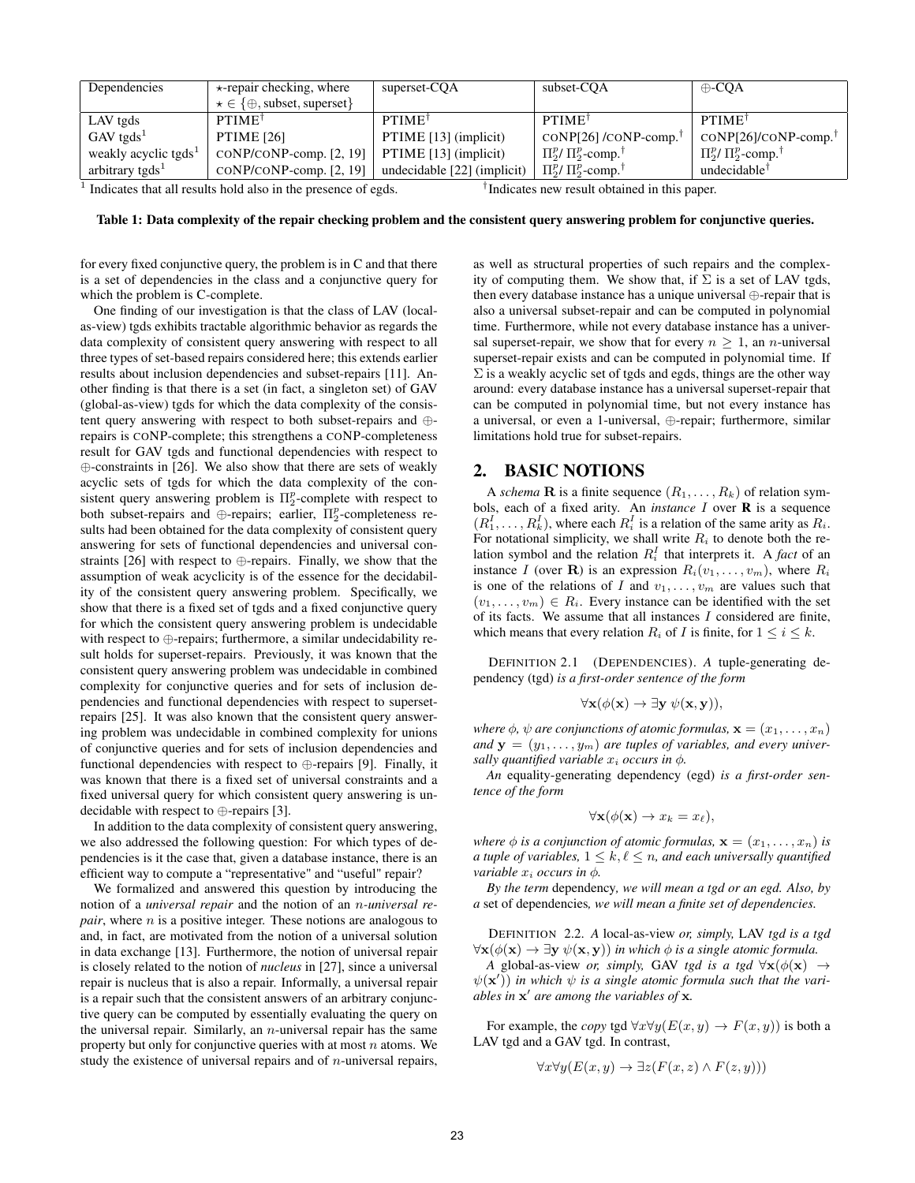| Dependencies | $\star$-repair checking, where $\star \in \{\oplus, \text{subset}, \text{superset}\}$ | superset-CQA | subset-CQA | $\oplus$-CQA |
|---|---|---|---|---|
| LAV tgds | PTIME[†] | PTIME[†] | PTIME[†] | PTIME[†] |
| GAV tgds[1] | PTIME [26] | PTIME [13] (implicit) | CONP[26] /CONP-comp.[†] | CONP[26]/CONP-comp.[†] |
| weakly acyclic tgds[1] | CONP/CONP-comp. [2, 19] | PTIME [13] (implicit) | $\Pi_2^p$/ $\Pi_2^p$-comp.[†] | $\Pi_2^p$/ $\Pi_2^p$-comp.[†] |
| arbitrary tgds[1] | CONP/CONP-comp. [2, 19] | undecidable [22] (implicit) | $\Pi_2^p$/ $\Pi_2^p$-comp.[†] | undecidable[†] |

[1] Indicates that all results hold also in the presence of egds. [†]Indicates new result obtained in this paper.

**Table 1: Data complexity of the repair checking problem and the consistent query answering problem for conjunctive queries.**

for every fixed conjunctive query, the problem is in C and that there is a set of dependencies in the class and a conjunctive query for which the problem is C-complete.

One finding of our investigation is that the class of LAV (local-as-view) tgds exhibits tractable algorithmic behavior as regards the data complexity of consistent query answering with respect to all three types of set-based repairs considered here; this extends earlier results about inclusion dependencies and subset-repairs [11]. Another finding is that there is a set (in fact, a singleton set) of GAV (global-as-view) tgds for which the data complexity of the consistent query answering with respect to both subset-repairs and $\oplus$-repairs is CONP-complete; this strengthens a CONP-completeness result for GAV tgds and functional dependencies with respect to $\oplus$-constraints in [26]. We also show that there are sets of weakly acyclic sets of tgds for which the data complexity of the consistent query answering problem is $\Pi_2^p$-complete with respect to both subset-repairs and $\oplus$-repairs; earlier, $\Pi_2^p$-completeness results had been obtained for the data complexity of consistent query answering for sets of functional dependencies and universal constraints [26] with respect to $\oplus$-repairs. Finally, we show that the assumption of weak acyclicity is of the essence for the decidability of the consistent query answering problem. Specifically, we show that there is a fixed set of tgds and a fixed conjunctive query for which the consistent query answering problem is undecidable with respect to $\oplus$-repairs; furthermore, a similar undecidability result holds for superset-repairs. Previously, it was known that the consistent query answering problem was undecidable in combined complexity for conjunctive queries and for sets of inclusion dependencies and functional dependencies with respect to superset-repairs [25]. It was also known that the consistent query answering problem was undecidable in combined complexity for unions of conjunctive queries and for sets of inclusion dependencies and functional dependencies with respect to $\oplus$-repairs [9]. Finally, it was known that there is a fixed set of universal constraints and a fixed universal query for which consistent query answering is undecidable with respect to $\oplus$-repairs [3].

In addition to the data complexity of consistent query answering, we also addressed the following question: For which types of dependencies is it the case that, given a database instance, there is an efficient way to compute a "representative" and "useful" repair?

We formalized and answered this question by introducing the notion of a *universal repair* and the notion of an $n$-*universal repair*, where $n$ is a positive integer. These notions are analogous to and, in fact, are motivated from the notion of a universal solution in data exchange [13]. Furthermore, the notion of universal repair is closely related to the notion of *nucleus* in [27], since a universal repair is nucleus that is also a repair. Informally, a universal repair is a repair such that the consistent answers of an arbitrary conjunctive query can be computed by essentially evaluating the query on the universal repair. Similarly, an $n$-universal repair has the same property but only for conjunctive queries with at most $n$ atoms. We study the existence of universal repairs and of $n$-universal repairs, as well as structural properties of such repairs and the complexity of computing them. We show that, if $\Sigma$ is a set of LAV tgds, then every database instance has a unique universal $\oplus$-repair that is also a universal subset-repair and can be computed in polynomial time. Furthermore, while not every database instance has a universal superset-repair, we show that for every $n \geq 1$, an $n$-universal superset-repair exists and can be computed in polynomial time. If $\Sigma$ is a weakly acyclic set of tgds and egds, things are the other way around: every database instance has a universal superset-repair that can be computed in polynomial time, but not every instance has a universal, or even a 1-universal, $\oplus$-repair; furthermore, similar limitations hold true for subset-repairs.

## 2. BASIC NOTIONS

A *schema* $\mathbf{R}$ is a finite sequence $(R_1, \ldots, R_k)$ of relation symbols, each of a fixed arity. An *instance* $I$ over $\mathbf{R}$ is a sequence $(R_1^I, \ldots, R_k^I)$, where each $R_i^I$ is a relation of the same arity as $R_i$. For notational simplicity, we shall write $R_i$ to denote both the relation symbol and the relation $R_i^I$ that interprets it. A *fact* of an instance $I$ (over $\mathbf{R}$) is an expression $R_i(v_1, \ldots, v_m)$, where $R_i$ is one of the relations of $I$ and $v_1, \ldots, v_m$ are values such that $(v_1, \ldots, v_m) \in R_i$. Every instance can be identified with the set of its facts. We assume that all instances $I$ considered are finite, which means that every relation $R_i$ of $I$ is finite, for $1 \leq i \leq k$.

DEFINITION 2.1 (DEPENDENCIES). *A* tuple-generating dependency (tgd) *is a first-order sentence of the form*

$$\forall \mathbf{x}(\phi(\mathbf{x}) \rightarrow \exists \mathbf{y}\ \psi(\mathbf{x}, \mathbf{y})),$$

*where $\phi$, $\psi$ are conjunctions of atomic formulas, $\mathbf{x} = (x_1, \ldots, x_n)$ and $\mathbf{y} = (y_1, \ldots, y_m)$ are tuples of variables, and every universally quantified variable $x_i$ occurs in $\phi$.*

*An* equality-generating dependency (egd) *is a first-order sentence of the form*

$$\forall \mathbf{x}(\phi(\mathbf{x}) \rightarrow x_k = x_\ell),$$

*where $\phi$ is a conjunction of atomic formulas, $\mathbf{x} = (x_1, \ldots, x_n)$ is a tuple of variables, $1 \leq k, \ell \leq n$, and each universally quantified variable $x_i$ occurs in $\phi$.*

*By the term* dependency*, we will mean a tgd or an egd. Also, by a* set of dependencies*, we will mean a finite set of dependencies.*

DEFINITION 2.2. *A* local-as-view *or, simply,* LAV *tgd is a tgd $\forall \mathbf{x}(\phi(\mathbf{x}) \rightarrow \exists \mathbf{y}\ \psi(\mathbf{x}, \mathbf{y}))$ in which $\phi$ is a single atomic formula.*

*A* global-as-view *or, simply,* GAV *tgd $\forall \mathbf{x}(\phi(\mathbf{x}) \rightarrow \psi(\mathbf{x}'))$ in which $\psi$ is a single atomic formula such that the variables in $\mathbf{x}'$ are among the variables of $\mathbf{x}$.*

For example, the *copy* tgd $\forall x \forall y(E(x, y) \rightarrow F(x, y))$ is both a LAV tgd and a GAV tgd. In contrast,

$$\forall x \forall y(E(x, y) \rightarrow \exists z(F(x, z) \wedge F(z, y)))$$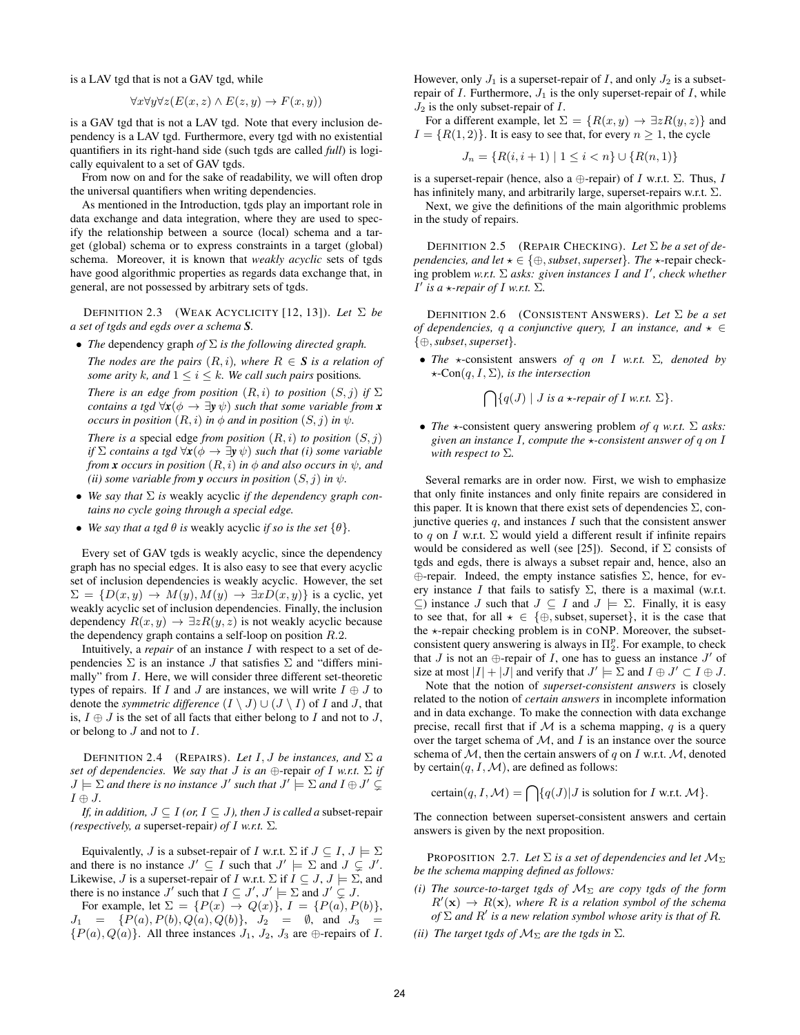is a LAV tgd that is not a GAV tgd, while

$$\forall x \forall y \forall z (E(x, z) \land E(z, y) \to F(x, y))$$

is a GAV tgd that is not a LAV tgd. Note that every inclusion dependency is a LAV tgd. Furthermore, every tgd with no existential quantifiers in its right-hand side (such tgds are called *full*) is logically equivalent to a set of GAV tgds.

From now on and for the sake of readability, we will often drop the universal quantifiers when writing dependencies.

As mentioned in the Introduction, tgds play an important role in data exchange and data integration, where they are used to specify the relationship between a source (local) schema and a target (global) schema or to express constraints in a target (global) schema. Moreover, it is known that *weakly acyclic* sets of tgds have good algorithmic properties as regards data exchange that, in general, are not possessed by arbitrary sets of tgds.

DEFINITION 2.3 (WEAK ACYCLICITY [12, 13]). *Let $\Sigma$ be a set of tgds and egds over a schema $\boldsymbol{S}$.*

- *The* dependency graph *of $\Sigma$ is the following directed graph.*

  *The nodes are the pairs $(R, i)$, where $R \in \boldsymbol{S}$ is a relation of some arity $k$, and $1 \leq i \leq k$. We call such pairs* positions*.*

  *There is an edge from position $(R, i)$ to position $(S, j)$ if $\Sigma$ contains a tgd $\forall \boldsymbol{x}(\phi \to \exists \boldsymbol{y}\, \psi)$ such that some variable from $\boldsymbol{x}$ occurs in position $(R, i)$ in $\phi$ and in position $(S, j)$ in $\psi$.*

  *There is a* special edge *from position $(R, i)$ to position $(S, j)$ if $\Sigma$ contains a tgd $\forall \boldsymbol{x}(\phi \to \exists \boldsymbol{y}\, \psi)$ such that (i) some variable from $\boldsymbol{x}$ occurs in position $(R, i)$ in $\phi$ and also occurs in $\psi$, and (ii) some variable from $\boldsymbol{y}$ occurs in position $(S, j)$ in $\psi$.*

- *We say that $\Sigma$ is* weakly acyclic *if the dependency graph contains no cycle going through a special edge.*
- *We say that a tgd $\theta$ is* weakly acyclic *if so is the set $\{\theta\}$.*

Every set of GAV tgds is weakly acyclic, since the dependency graph has no special edges. It is also easy to see that every acyclic set of inclusion dependencies is weakly acyclic. However, the set $\Sigma = \{D(x, y) \to M(y), M(y) \to \exists x D(x, y)\}$ is a cyclic, yet weakly acyclic set of inclusion dependencies. Finally, the inclusion dependency $R(x, y) \to \exists z R(y, z)$ is not weakly acyclic because the dependency graph contains a self-loop on position $R.2$.

Intuitively, a *repair* of an instance $I$ with respect to a set of dependencies $\Sigma$ is an instance $J$ that satisfies $\Sigma$ and "differs minimally" from $I$. Here, we will consider three different set-theoretic types of repairs. If $I$ and $J$ are instances, we will write $I \oplus J$ to denote the *symmetric difference* $(I \setminus J) \cup (J \setminus I)$ of $I$ and $J$, that is, $I \oplus J$ is the set of all facts that either belong to $I$ and not to $J$, or belong to $J$ and not to $I$.

DEFINITION 2.4 (REPAIRS). *Let $I, J$ be instances, and $\Sigma$ a set of dependencies. We say that $J$ is an $\oplus$-repair of $I$ w.r.t. $\Sigma$ if $J \models \Sigma$ and there is no instance $J'$ such that $J' \models \Sigma$ and $I \oplus J' \subsetneq I \oplus J$.*

*If, in addition, $J \subseteq I$ (or, $I \subseteq J$), then $J$ is called a* subset-repair *(respectively, a* superset-repair*) of $I$ w.r.t. $\Sigma$.*

Equivalently, $J$ is a subset-repair of $I$ w.r.t. $\Sigma$ if $J \subseteq I$, $J \models \Sigma$ and there is no instance $J' \subseteq I$ such that $J' \models \Sigma$ and $J \subsetneq J'$. Likewise, $J$ is a superset-repair of $I$ w.r.t. $\Sigma$ if $I \subseteq J$, $J \models \Sigma$, and there is no instance $J'$ such that $I \subseteq J'$, $J' \models \Sigma$ and $J' \subsetneq J$.

For example, let $\Sigma = \{P(x) \to Q(x)\}$, $I = \{P(a), P(b)\}$, $J_1 = \{P(a), P(b), Q(a), Q(b)\}$, $J_2 = \emptyset$, and $J_3 = \{P(a), Q(a)\}$. All three instances $J_1$, $J_2$, $J_3$ are $\oplus$-repairs of $I$. However, only $J_1$ is a superset-repair of $I$, and only $J_2$ is a subset-repair of $I$. Furthermore, $J_1$ is the only superset-repair of $I$, while $J_2$ is the only subset-repair of $I$.

For a different example, let $\Sigma = \{R(x, y) \to \exists z R(y, z)\}$ and $I = \{R(1, 2)\}$. It is easy to see that, for every $n \geq 1$, the cycle

$$J_n = \{R(i, i + 1) \mid 1 \leq i < n\} \cup \{R(n, 1)\}$$

is a superset-repair (hence, also a $\oplus$-repair) of $I$ w.r.t. $\Sigma$. Thus, $I$ has infinitely many, and arbitrarily large, superset-repairs w.r.t. $\Sigma$.

Next, we give the definitions of the main algorithmic problems in the study of repairs.

DEFINITION 2.5 (REPAIR CHECKING). *Let $\Sigma$ be a set of dependencies, and let $\star \in \{\oplus, \textit{subset}, \textit{superset}\}$. The $\star$-repair checking problem w.r.t. $\Sigma$ asks: given instances $I$ and $I'$, check whether $I'$ is a $\star$-repair of $I$ w.r.t. $\Sigma$.*

DEFINITION 2.6 (CONSISTENT ANSWERS). *Let $\Sigma$ be a set of dependencies, $q$ a conjunctive query, $I$ an instance, and $\star \in \{\oplus, \textit{subset}, \textit{superset}\}$.*

- *The $\star$-consistent answers of $q$ on $I$ w.r.t. $\Sigma$, denoted by $\star\text{-Con}(q, I, \Sigma)$, is the intersection*

$$\bigcap \{q(J) \mid J \text{ is a } \star\text{-repair of } I \text{ w.r.t. } \Sigma\}.$$

- *The $\star$-consistent query answering problem of $q$ w.r.t. $\Sigma$ asks: given an instance $I$, compute the $\star$-consistent answer of $q$ on $I$ with respect to $\Sigma$.*

Several remarks are in order now. First, we wish to emphasize that only finite instances and only finite repairs are considered in this paper. It is known that there exist sets of dependencies $\Sigma$, conjunctive queries $q$, and instances $I$ such that the consistent answer to $q$ on $I$ w.r.t. $\Sigma$ would yield a different result if infinite repairs would be considered as well (see [25]). Second, if $\Sigma$ consists of tgds and egds, there is always a subset repair and, hence, also an $\oplus$-repair. Indeed, the empty instance satisfies $\Sigma$, hence, for every instance $I$ that fails to satisfy $\Sigma$, there is a maximal (w.r.t. $\subseteq$) instance $J$ such that $J \subseteq I$ and $J \models \Sigma$. Finally, it is easy to see that, for all $\star \in \{\oplus, \text{subset}, \text{superset}\}$, it is the case that the $\star$-repair checking problem is in coNP. Moreover, the subset-consistent query answering is always in $\Pi_2^p$. For example, to check that $J$ is not an $\oplus$-repair of $I$, one has to guess an instance $J'$ of size at most $|I| + |J|$ and verify that $J' \models \Sigma$ and $I \oplus J' \subset I \oplus J$.

Note that the notion of *superset-consistent answers* is closely related to the notion of *certain answers* in incomplete information and in data exchange. To make the connection with data exchange precise, recall first that if $\mathcal{M}$ is a schema mapping, $q$ is a query over the target schema of $\mathcal{M}$, and $I$ is an instance over the source schema of $\mathcal{M}$, then the certain answers of $q$ on $I$ w.r.t. $\mathcal{M}$, denoted by $\text{certain}(q, I, \mathcal{M})$, are defined as follows:

$$\text{certain}(q, I, \mathcal{M}) = \bigcap \{q(J) | J \text{ is solution for } I \text{ w.r.t. } \mathcal{M}\}.$$

The connection between superset-consistent answers and certain answers is given by the next proposition.

PROPOSITION 2.7. *Let $\Sigma$ is a set of dependencies and let $\mathcal{M}_\Sigma$ be the schema mapping defined as follows:*

*(i) The source-to-target tgds of $\mathcal{M}_\Sigma$ are copy tgds of the form $R'(\mathbf{x}) \to R(\mathbf{x})$, where $R$ is a relation symbol of the schema of $\Sigma$ and $R'$ is a new relation symbol whose arity is that of $R$.*

*(ii) The target tgds of $\mathcal{M}_\Sigma$ are the tgds in $\Sigma$.*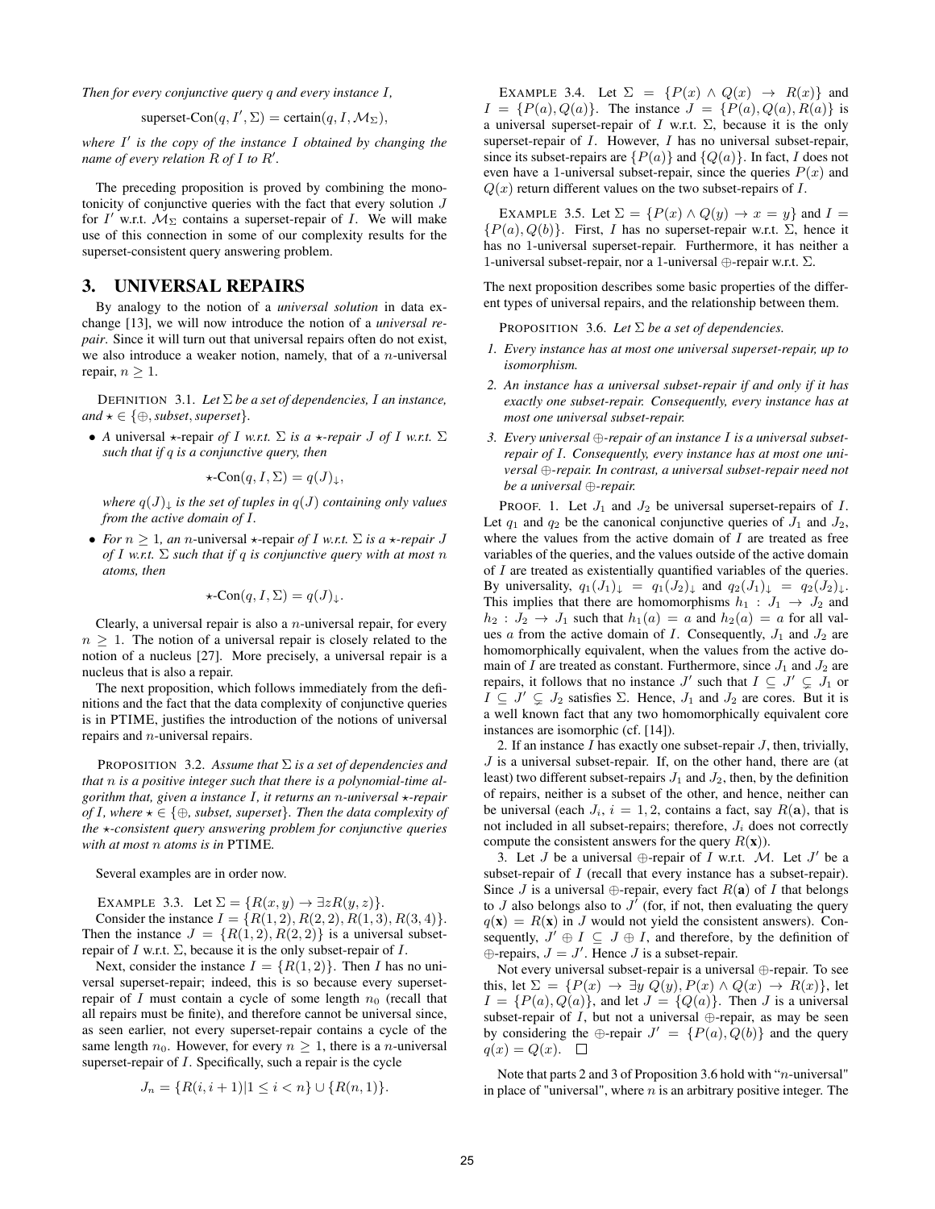*Then for every conjunctive query $q$ and every instance $I$,*

$$\text{superset-Con}(q, I', \Sigma) = \text{certain}(q, I, \mathcal{M}_\Sigma),$$

*where $I'$ is the copy of the instance $I$ obtained by changing the name of every relation $R$ of $I$ to $R'$.*

The preceding proposition is proved by combining the monotonicity of conjunctive queries with the fact that every solution $J$ for $I'$ w.r.t. $\mathcal{M}_\Sigma$ contains a superset-repair of $I$. We will make use of this connection in some of our complexity results for the superset-consistent query answering problem.

## 3. UNIVERSAL REPAIRS

By analogy to the notion of a *universal solution* in data exchange [13], we will now introduce the notion of a *universal repair*. Since it will turn out that universal repairs often do not exist, we also introduce a weaker notion, namely, that of a $n$-universal repair, $n \geq 1$.

DEFINITION 3.1. *Let $\Sigma$ be a set of dependencies, $I$ an instance, and $\star \in \{\oplus, subset, superset\}$.*

- *A* universal $\star$-repair *of $I$ w.r.t. $\Sigma$ is a $\star$-repair $J$ of $I$ w.r.t. $\Sigma$ such that if $q$ is a conjunctive query, then*

$$\star\text{-Con}(q, I, \Sigma) = q(J)_\downarrow,$$

*where $q(J)_\downarrow$ is the set of tuples in $q(J)$ containing only values from the active domain of $I$.*

- *For $n \geq 1$, an* $n$-universal $\star$-repair *of $I$ w.r.t. $\Sigma$ is a $\star$-repair $J$ of $I$ w.r.t. $\Sigma$ such that if $q$ is conjunctive query with at most $n$ atoms, then*

$$\star\text{-Con}(q, I, \Sigma) = q(J)_\downarrow.$$

Clearly, a universal repair is also a $n$-universal repair, for every $n \geq 1$. The notion of a universal repair is closely related to the notion of a nucleus [27]. More precisely, a universal repair is a nucleus that is also a repair.

The next proposition, which follows immediately from the definitions and the fact that the data complexity of conjunctive queries is in PTIME, justifies the introduction of the notions of universal repairs and $n$-universal repairs.

PROPOSITION 3.2. *Assume that $\Sigma$ is a set of dependencies and that $n$ is a positive integer such that there is a polynomial-time algorithm that, given a instance $I$, it returns an $n$-universal $\star$-repair of $I$, where $\star \in \{\oplus$, subset, superset$\}$. Then the data complexity of the $\star$-consistent query answering problem for conjunctive queries with at most $n$ atoms is in* PTIME.

Several examples are in order now.

EXAMPLE 3.3. Let $\Sigma = \{R(x, y) \to \exists z R(y, z)\}$.

Consider the instance $I = \{R(1, 2), R(2, 2), R(1, 3), R(3, 4)\}$. Then the instance $J = \{R(1, 2), R(2, 2)\}$ is a universal subset-repair of $I$ w.r.t. $\Sigma$, because it is the only subset-repair of $I$.

Next, consider the instance $I = \{R(1, 2)\}$. Then $I$ has no universal superset-repair; indeed, this is so because every superset-repair of $I$ must contain a cycle of some length $n_0$ (recall that all repairs must be finite), and therefore cannot be universal since, as seen earlier, not every superset-repair contains a cycle of the same length $n_0$. However, for every $n \geq 1$, there is a $n$-universal superset-repair of $I$. Specifically, such a repair is the cycle

$$J_n = \{R(i, i+1) | 1 \leq i < n\} \cup \{R(n, 1)\}.$$

EXAMPLE 3.4. Let $\Sigma = \{P(x) \wedge Q(x) \to R(x)\}$ and $I = \{P(a), Q(a)\}$. The instance $J = \{P(a), Q(a), R(a)\}$ is a universal superset-repair of $I$ w.r.t. $\Sigma$, because it is the only superset-repair of $I$. However, $I$ has no universal subset-repair, since its subset-repairs are $\{P(a)\}$ and $\{Q(a)\}$. In fact, $I$ does not even have a 1-universal subset-repair, since the queries $P(x)$ and $Q(x)$ return different values on the two subset-repairs of $I$.

EXAMPLE 3.5. Let $\Sigma = \{P(x) \wedge Q(y) \to x = y\}$ and $I = \{P(a), Q(b)\}$. First, $I$ has no superset-repair w.r.t. $\Sigma$, hence it has no 1-universal superset-repair. Furthermore, it has neither a 1-universal subset-repair, nor a 1-universal $\oplus$-repair w.r.t. $\Sigma$.

The next proposition describes some basic properties of the different types of universal repairs, and the relationship between them.

PROPOSITION 3.6. *Let $\Sigma$ be a set of dependencies.*

1. *Every instance has at most one universal superset-repair, up to isomorphism.*
2. *An instance has a universal subset-repair if and only if it has exactly one subset-repair. Consequently, every instance has at most one universal subset-repair.*
3. *Every universal $\oplus$-repair of an instance $I$ is a universal subset-repair of $I$. Consequently, every instance has at most one universal $\oplus$-repair. In contrast, a universal subset-repair need not be a universal $\oplus$-repair.*

PROOF. 1. Let $J_1$ and $J_2$ be universal superset-repairs of $I$. Let $q_1$ and $q_2$ be the canonical conjunctive queries of $J_1$ and $J_2$, where the values from the active domain of $I$ are treated as free variables of the queries, and the values outside of the active domain of $I$ are treated as existentially quantified variables of the queries. By universality, $q_1(J_1)_\downarrow = q_1(J_2)_\downarrow$ and $q_2(J_1)_\downarrow = q_2(J_2)_\downarrow$. This implies that there are homomorphisms $h_1 : J_1 \to J_2$ and $h_2 : J_2 \to J_1$ such that $h_1(a) = a$ and $h_2(a) = a$ for all values $a$ from the active domain of $I$. Consequently, $J_1$ and $J_2$ are homomorphically equivalent, when the values from the active domain of $I$ are treated as constant. Furthermore, since $J_1$ and $J_2$ are repairs, it follows that no instance $J'$ such that $I \subseteq J' \subsetneq J_1$ or $I \subseteq J' \subsetneq J_2$ satisfies $\Sigma$. Hence, $J_1$ and $J_2$ are cores. But it is a well known fact that any two homomorphically equivalent core instances are isomorphic (cf. [14]).

2. If an instance $I$ has exactly one subset-repair $J$, then, trivially, $J$ is a universal subset-repair. If, on the other hand, there are (at least) two different subset-repairs $J_1$ and $J_2$, then, by the definition of repairs, neither is a subset of the other, and hence, neither can be universal (each $J_i$, $i = 1, 2$, contains a fact, say $R(\mathbf{a})$, that is not included in all subset-repairs; therefore, $J_i$ does not correctly compute the consistent answers for the query $R(\mathbf{x})$).

3. Let $J$ be a universal $\oplus$-repair of $I$ w.r.t. $\mathcal{M}$. Let $J'$ be a subset-repair of $I$ (recall that every instance has a subset-repair). Since $J$ is a universal $\oplus$-repair, every fact $R(\mathbf{a})$ of $I$ that belongs to $J$ also belongs also to $J'$ (for, if not, then evaluating the query $q(\mathbf{x}) = R(\mathbf{x})$ in $J$ would not yield the consistent answers). Consequently, $J' \oplus I \subseteq J \oplus I$, and therefore, by the definition of $\oplus$-repairs, $J = J'$. Hence $J$ is a subset-repair.

Not every universal subset-repair is a universal $\oplus$-repair. To see this, let $\Sigma = \{P(x) \to \exists y\, Q(y), P(x) \wedge Q(x) \to R(x)\}$, let $I = \{P(a), Q(a)\}$, and let $J = \{Q(a)\}$. Then $J$ is a universal subset-repair of $I$, but not a universal $\oplus$-repair, as may be seen by considering the $\oplus$-repair $J' = \{P(a), Q(b)\}$ and the query $q(x) = Q(x)$. $\square$

Note that parts 2 and 3 of Proposition 3.6 hold with "$n$-universal" in place of "universal", where $n$ is an arbitrary positive integer. The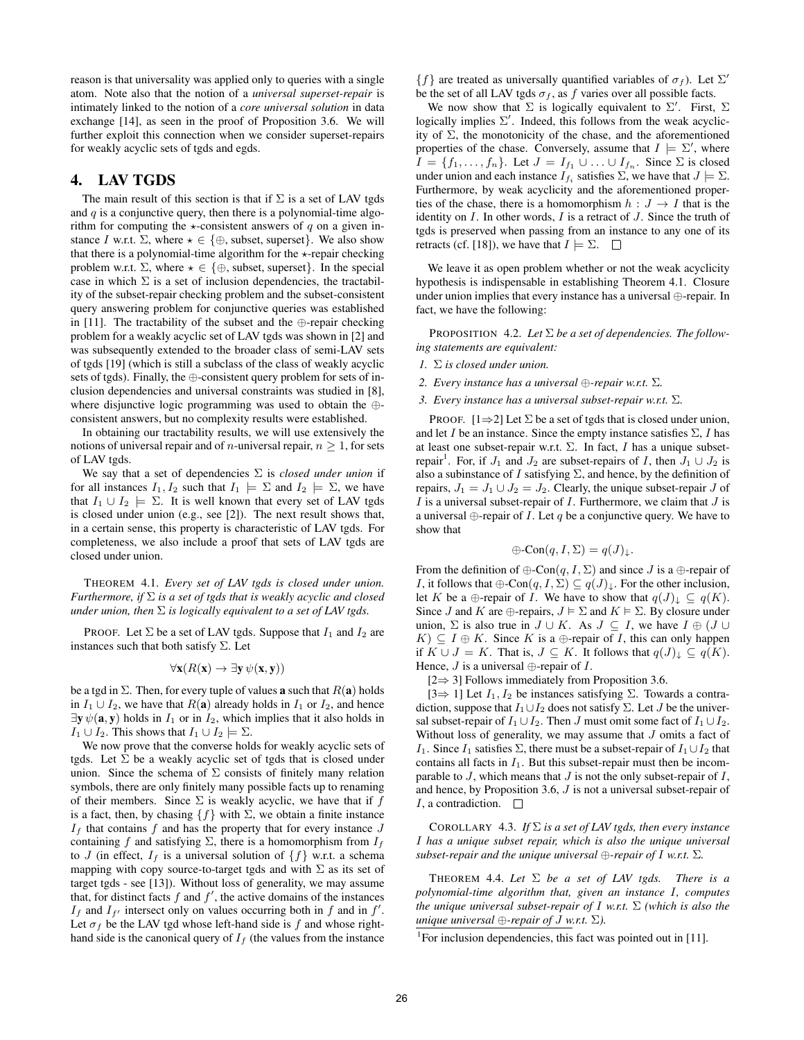reason is that universality was applied only to queries with a single atom. Note also that the notion of a *universal superset-repair* is intimately linked to the notion of a *core universal solution* in data exchange [14], as seen in the proof of Proposition 3.6. We will further exploit this connection when we consider superset-repairs for weakly acyclic sets of tgds and egds.

## 4. LAV TGDS

The main result of this section is that if $\Sigma$ is a set of LAV tgds and $q$ is a conjunctive query, then there is a polynomial-time algorithm for computing the $\star$-consistent answers of $q$ on a given instance $I$ w.r.t. $\Sigma$, where $\star \in \{\oplus, \text{subset}, \text{superset}\}$. We also show that there is a polynomial-time algorithm for the $\star$-repair checking problem w.r.t. $\Sigma$, where $\star \in \{\oplus, \text{subset}, \text{superset}\}$. In the special case in which $\Sigma$ is a set of inclusion dependencies, the tractability of the subset-repair checking problem and the subset-consistent query answering problem for conjunctive queries was established in [11]. The tractability of the subset and the $\oplus$-repair checking problem for a weakly acyclic set of LAV tgds was shown in [2] and was subsequently extended to the broader class of semi-LAV sets of tgds [19] (which is still a subclass of the class of weakly acyclic sets of tgds). Finally, the $\oplus$-consistent query problem for sets of inclusion dependencies and universal constraints was studied in [8], where disjunctive logic programming was used to obtain the $\oplus$-consistent answers, but no complexity results were established.

In obtaining our tractability results, we will use extensively the notions of universal repair and of $n$-universal repair, $n \geq 1$, for sets of LAV tgds.

We say that a set of dependencies $\Sigma$ is *closed under union* if for all instances $I_1, I_2$ such that $I_1 \models \Sigma$ and $I_2 \models \Sigma$, we have that $I_1 \cup I_2 \models \Sigma$. It is well known that every set of LAV tgds is closed under union (e.g., see [2]). The next result shows that, in a certain sense, this property is characteristic of LAV tgds. For completeness, we also include a proof that sets of LAV tgds are closed under union.

THEOREM 4.1. *Every set of LAV tgds is closed under union. Furthermore, if $\Sigma$ is a set of tgds that is weakly acyclic and closed under union, then $\Sigma$ is logically equivalent to a set of LAV tgds.*

PROOF. Let $\Sigma$ be a set of LAV tgds. Suppose that $I_1$ and $I_2$ are instances such that both satisfy $\Sigma$. Let

$$\forall \mathbf{x}(R(\mathbf{x}) \rightarrow \exists \mathbf{y}\, \psi(\mathbf{x}, \mathbf{y}))$$

be a tgd in $\Sigma$. Then, for every tuple of values $\mathbf{a}$ such that $R(\mathbf{a})$ holds in $I_1 \cup I_2$, we have that $R(\mathbf{a})$ already holds in $I_1$ or $I_2$, and hence $\exists \mathbf{y}\, \psi(\mathbf{a}, \mathbf{y})$ holds in $I_1$ or in $I_2$, which implies that it also holds in $I_1 \cup I_2$. This shows that $I_1 \cup I_2 \models \Sigma$.

We now prove that the converse holds for weakly acyclic sets of tgds. Let $\Sigma$ be a weakly acyclic set of tgds that is closed under union. Since the schema of $\Sigma$ consists of finitely many relation symbols, there are only finitely many possible facts up to renaming of their members. Since $\Sigma$ is weakly acyclic, we have that if $f$ is a fact, then, by chasing $\{f\}$ with $\Sigma$, we obtain a finite instance $I_f$ that contains $f$ and has the property that for every instance $J$ containing $f$ and satisfying $\Sigma$, there is a homomorphism from $I_f$ to $J$ (in effect, $I_f$ is a universal solution of $\{f\}$ w.r.t. a schema mapping with copy source-to-target tgds and with $\Sigma$ as its set of target tgds - see [13]). Without loss of generality, we may assume that, for distinct facts $f$ and $f'$, the active domains of the instances $I_f$ and $I_{f'}$ intersect only on values occurring both in $f$ and in $f'$. Let $\sigma_f$ be the LAV tgd whose left-hand side is $f$ and whose right-hand side is the canonical query of $I_f$ (the values from the instance $\{f\}$ are treated as universally quantified variables of $\sigma_f$). Let $\Sigma'$ be the set of all LAV tgds $\sigma_f$, as $f$ varies over all possible facts.

We now show that $\Sigma$ is logically equivalent to $\Sigma'$. First, $\Sigma$ logically implies $\Sigma'$. Indeed, this follows from the weak acyclicity of $\Sigma$, the monotonicity of the chase, and the aforementioned properties of the chase. Conversely, assume that $I \models \Sigma'$, where $I = \{f_1, \ldots, f_n\}$. Let $J = I_{f_1} \cup \ldots \cup I_{f_n}$. Since $\Sigma$ is closed under union and each instance $I_{f_i}$ satisfies $\Sigma$, we have that $J \models \Sigma$. Furthermore, by weak acyclicity and the aforementioned properties of the chase, there is a homomorphism $h : J \rightarrow I$ that is the identity on $I$. In other words, $I$ is a retract of $J$. Since the truth of tgds is preserved when passing from an instance to any one of its retracts (cf. [18]), we have that $I \models \Sigma$. $\square$

We leave it as open problem whether or not the weak acyclicity hypothesis is indispensable in establishing Theorem 4.1. Closure under union implies that every instance has a universal $\oplus$-repair. In fact, we have the following:

PROPOSITION 4.2. *Let $\Sigma$ be a set of dependencies. The following statements are equivalent:*

1. *$\Sigma$ is closed under union.*
2. *Every instance has a universal $\oplus$-repair w.r.t. $\Sigma$.*
3. *Every instance has a universal subset-repair w.r.t. $\Sigma$.*

PROOF. [1$\Rightarrow$2] Let $\Sigma$ be a set of tgds that is closed under union, and let $I$ be an instance. Since the empty instance satisfies $\Sigma$, $I$ has at least one subset-repair w.r.t. $\Sigma$. In fact, $I$ has a unique subset-repair[1]. For, if $J_1$ and $J_2$ are subset-repairs of $I$, then $J_1 \cup J_2$ is also a subinstance of $I$ satisfying $\Sigma$, and hence, by the definition of repairs, $J_1 = J_1 \cup J_2 = J_2$. Clearly, the unique subset-repair $J$ of $I$ is a universal subset-repair of $I$. Furthermore, we claim that $J$ is a universal $\oplus$-repair of $I$. Let $q$ be a conjunctive query. We have to show that

$$\oplus\text{-Con}(q, I, \Sigma) = q(J)_{\downarrow}.$$

From the definition of $\oplus$-Con$(q, I, \Sigma)$ and since $J$ is a $\oplus$-repair of $I$, it follows that $\oplus$-Con$(q, I, \Sigma) \subseteq q(J)_{\downarrow}$. For the other inclusion, let $K$ be a $\oplus$-repair of $I$. We have to show that $q(J)_{\downarrow} \subseteq q(K)$. Since $J$ and $K$ are $\oplus$-repairs, $J \models \Sigma$ and $K \models \Sigma$. By closure under union, $\Sigma$ is also true in $J \cup K$. As $J \subseteq I$, we have $I \oplus (J \cup K) \subseteq I \oplus K$. Since $K$ is a $\oplus$-repair of $I$, this can only happen if $K \cup J = K$. That is, $J \subseteq K$. It follows that $q(J)_{\downarrow} \subseteq q(K)$. Hence, $J$ is a universal $\oplus$-repair of $I$.

[2$\Rightarrow$ 3] Follows immediately from Proposition 3.6.

[3$\Rightarrow$ 1] Let $I_1, I_2$ be instances satisfying $\Sigma$. Towards a contradiction, suppose that $I_1 \cup I_2$ does not satisfy $\Sigma$. Let $J$ be the universal subset-repair of $I_1 \cup I_2$. Then $J$ must omit some fact of $I_1 \cup I_2$. Without loss of generality, we may assume that $J$ omits a fact of $I_1$. Since $I_1$ satisfies $\Sigma$, there must be a subset-repair of $I_1 \cup I_2$ that contains all facts in $I_1$. But this subset-repair must then be incomparable to $J$, which means that $J$ is not the only subset-repair of $I$, and hence, by Proposition 3.6, $J$ is not a universal subset-repair of $I$, a contradiction. $\square$

COROLLARY 4.3. *If $\Sigma$ is a set of LAV tgds, then every instance $I$ has a unique subset repair, which is also the unique universal subset-repair and the unique universal $\oplus$-repair of $I$ w.r.t. $\Sigma$.*

THEOREM 4.4. *Let $\Sigma$ be a set of LAV tgds. There is a polynomial-time algorithm that, given an instance $I$, computes the unique universal subset-repair of $I$ w.r.t. $\Sigma$ (which is also the unique universal $\oplus$-repair of $J$ w.r.t. $\Sigma$).*

[1]For inclusion dependencies, this fact was pointed out in [11].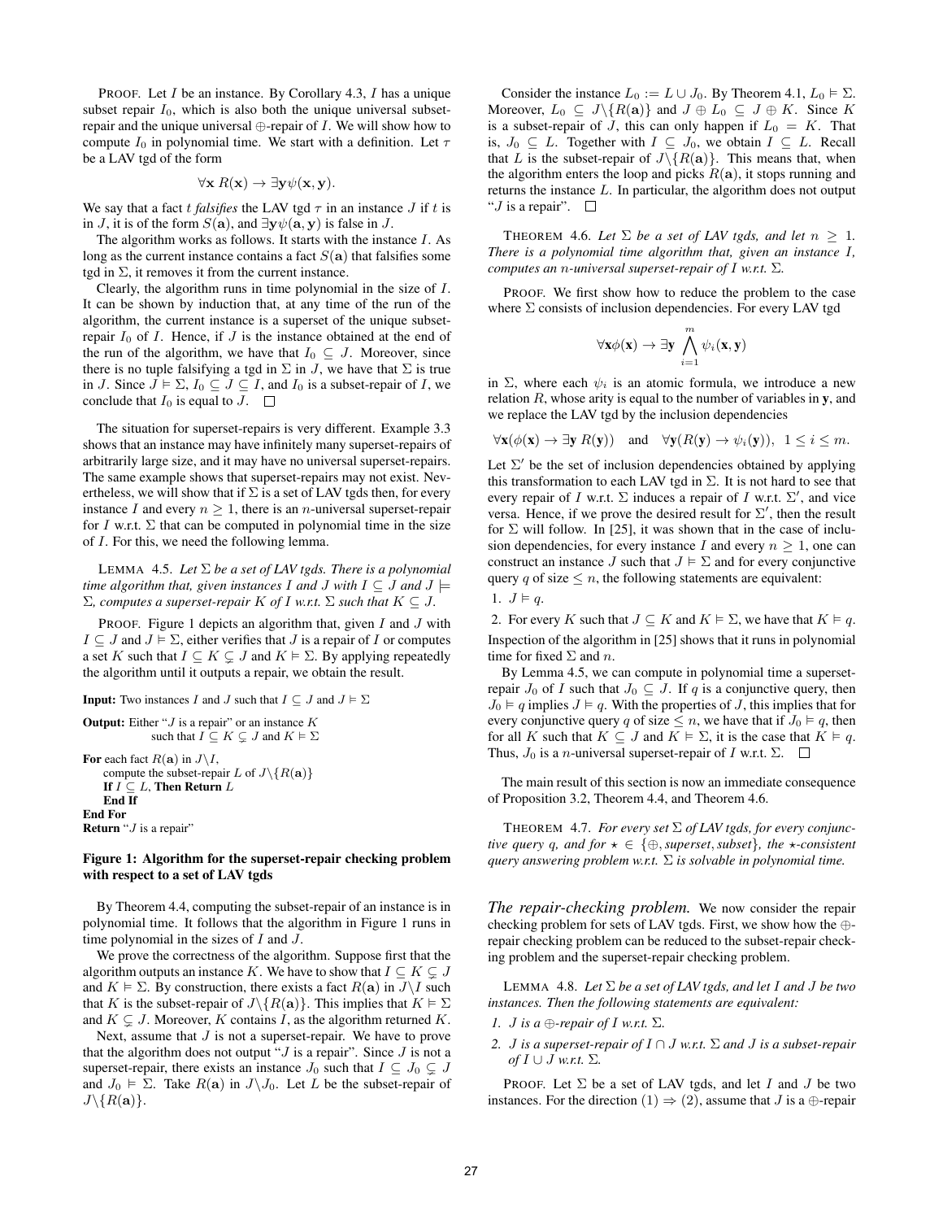PROOF. Let $I$ be an instance. By Corollary 4.3, $I$ has a unique subset repair $I_0$, which is also both the unique universal subset-repair and the unique universal $\oplus$-repair of $I$. We will show how to compute $I_0$ in polynomial time. We start with a definition. Let $\tau$ be a LAV tgd of the form

$$\forall \mathbf{x}\, R(\mathbf{x}) \rightarrow \exists \mathbf{y} \psi(\mathbf{x}, \mathbf{y}).$$

We say that a fact $t$ *falsifies* the LAV tgd $\tau$ in an instance $J$ if $t$ is in $J$, it is of the form $S(\mathbf{a})$, and $\exists \mathbf{y} \psi(\mathbf{a}, \mathbf{y})$ is false in $J$.

The algorithm works as follows. It starts with the instance $I$. As long as the current instance contains a fact $S(\mathbf{a})$ that falsifies some tgd in $\Sigma$, it removes it from the current instance.

Clearly, the algorithm runs in time polynomial in the size of $I$. It can be shown by induction that, at any time of the run of the algorithm, the current instance is a superset of the unique subset-repair $I_0$ of $I$. Hence, if $J$ is the instance obtained at the end of the run of the algorithm, we have that $I_0 \subseteq J$. Moreover, since there is no tuple falsifying a tgd in $\Sigma$ in $J$, we have that $\Sigma$ is true in $J$. Since $J \vDash \Sigma$, $I_0 \subseteq J \subseteq I$, and $I_0$ is a subset-repair of $I$, we conclude that $I_0$ is equal to $J$. $\square$

The situation for superset-repairs is very different. Example 3.3 shows that an instance may have infinitely many superset-repairs of arbitrarily large size, and it may have no universal superset-repairs. The same example shows that superset-repairs may not exist. Nevertheless, we will show that if $\Sigma$ is a set of LAV tgds then, for every instance $I$ and every $n \geq 1$, there is an $n$-universal superset-repair for $I$ w.r.t. $\Sigma$ that can be computed in polynomial time in the size of $I$. For this, we need the following lemma.

LEMMA 4.5. *Let $\Sigma$ be a set of LAV tgds. There is a polynomial time algorithm that, given instances $I$ and $J$ with $I \subseteq J$ and $J \models \Sigma$, computes a superset-repair $K$ of $I$ w.r.t. $\Sigma$ such that $K \subseteq J$.*

PROOF. Figure 1 depicts an algorithm that, given $I$ and $J$ with $I \subseteq J$ and $J \vDash \Sigma$, either verifies that $J$ is a repair of $I$ or computes a set $K$ such that $I \subseteq K \subsetneq J$ and $K \vDash \Sigma$. By applying repeatedly the algorithm until it outputs a repair, we obtain the result.

**Input:** Two instances $I$ and $J$ such that $I \subseteq J$ and $J \vDash \Sigma$

**Output:** Either "$J$ is a repair" or an instance $K$ such that $I \subseteq K \subsetneq J$ and $K \vDash \Sigma$

**For** each fact $R(\mathbf{a})$ in $J \backslash I$,
  compute the subset-repair $L$ of $J \backslash \{R(\mathbf{a})\}$
  **If** $I \subseteq L$, **Then Return** $L$
  **End If**
**End For**
**Return** "$J$ is a repair"

**Figure 1: Algorithm for the superset-repair checking problem with respect to a set of LAV tgds**

By Theorem 4.4, computing the subset-repair of an instance is in polynomial time. It follows that the algorithm in Figure 1 runs in time polynomial in the sizes of $I$ and $J$.

We prove the correctness of the algorithm. Suppose first that the algorithm outputs an instance $K$. We have to show that $I \subseteq K \subsetneq J$ and $K \vDash \Sigma$. By construction, there exists a fact $R(\mathbf{a})$ in $J \backslash I$ such that $K$ is the subset-repair of $J \backslash \{R(\mathbf{a})\}$. This implies that $K \vDash \Sigma$ and $K \subsetneq J$. Moreover, $K$ contains $I$, as the algorithm returned $K$.

Next, assume that $J$ is not a superset-repair. We have to prove that the algorithm does not output "$J$ is a repair". Since $J$ is not a superset-repair, there exists an instance $J_0$ such that $I \subseteq J_0 \subsetneq J$ and $J_0 \vDash \Sigma$. Take $R(\mathbf{a})$ in $J \backslash J_0$. Let $L$ be the subset-repair of $J \backslash \{R(\mathbf{a})\}$.

Consider the instance $L_0 := L \cup J_0$. By Theorem 4.1, $L_0 \vDash \Sigma$. Moreover, $L_0 \subseteq J \backslash \{R(\mathbf{a})\}$ and $J \oplus L_0 \subseteq J \oplus K$. Since $K$ is a subset-repair of $J$, this can only happen if $L_0 = K$. That is, $J_0 \subseteq L$. Together with $I \subseteq J_0$, we obtain $I \subseteq L$. Recall that $L$ is the subset-repair of $J \backslash \{R(\mathbf{a})\}$. This means that, when the algorithm enters the loop and picks $R(\mathbf{a})$, it stops running and returns the instance $L$. In particular, the algorithm does not output "$J$ is a repair". $\square$

THEOREM 4.6. *Let $\Sigma$ be a set of LAV tgds, and let $n \geq 1$. There is a polynomial time algorithm that, given an instance $I$, computes an $n$-universal superset-repair of $I$ w.r.t. $\Sigma$.*

PROOF. We first show how to reduce the problem to the case where $\Sigma$ consists of inclusion dependencies. For every LAV tgd

$$\forall \mathbf{x} \phi(\mathbf{x}) \rightarrow \exists \mathbf{y} \bigwedge_{i=1}^{m} \psi_i(\mathbf{x}, \mathbf{y})$$

in $\Sigma$, where each $\psi_i$ is an atomic formula, we introduce a new relation $R$, whose arity is equal to the number of variables in $\mathbf{y}$, and we replace the LAV tgd by the inclusion dependencies

$$\forall \mathbf{x}(\phi(\mathbf{x}) \rightarrow \exists \mathbf{y}\, R(\mathbf{y})) \quad \text{and} \quad \forall \mathbf{y}(R(\mathbf{y}) \rightarrow \psi_i(\mathbf{y})),\ 1 \leq i \leq m.$$

Let $\Sigma'$ be the set of inclusion dependencies obtained by applying this transformation to each LAV tgd in $\Sigma$. It is not hard to see that every repair of $I$ w.r.t. $\Sigma$ induces a repair of $I$ w.r.t. $\Sigma'$, and vice versa. Hence, if we prove the desired result for $\Sigma'$, then the result for $\Sigma$ will follow. In [25], it was shown that in the case of inclusion dependencies, for every instance $I$ and every $n \geq 1$, one can construct an instance $J$ such that $J \vDash \Sigma$ and for every conjunctive query $q$ of size $\leq n$, the following statements are equivalent:

1. $J \vDash q$.
2. For every $K$ such that $J \subseteq K$ and $K \vDash \Sigma$, we have that $K \vDash q$.

Inspection of the algorithm in [25] shows that it runs in polynomial time for fixed $\Sigma$ and $n$.

By Lemma 4.5, we can compute in polynomial time a superset-repair $J_0$ of $I$ such that $J_0 \subseteq J$. If $q$ is a conjunctive query, then $J_0 \vDash q$ implies $J \vDash q$. With the properties of $J$, this implies that for every conjunctive query $q$ of size $\leq n$, we have that if $J_0 \vDash q$, then for all $K$ such that $K \subseteq J$ and $K \vDash \Sigma$, it is the case that $K \vDash q$. Thus, $J_0$ is a $n$-universal superset-repair of $I$ w.r.t. $\Sigma$. $\square$

The main result of this section is now an immediate consequence of Proposition 3.2, Theorem 4.4, and Theorem 4.6.

THEOREM 4.7. *For every set $\Sigma$ of LAV tgds, for every conjunctive query $q$, and for $\star \in \{\oplus, superset, subset\}$, the $\star$-consistent query answering problem w.r.t. $\Sigma$ is solvable in polynomial time.*

### *The repair-checking problem.*

We now consider the repair checking problem for sets of LAV tgds. First, we show how the $\oplus$-repair checking problem can be reduced to the subset-repair checking problem and the superset-repair checking problem.

LEMMA 4.8. *Let $\Sigma$ be a set of LAV tgds, and let $I$ and $J$ be two instances. Then the following statements are equivalent:*

1. *$J$ is a $\oplus$-repair of $I$ w.r.t. $\Sigma$.*
2. *$J$ is a superset-repair of $I \cap J$ w.r.t. $\Sigma$ and $J$ is a subset-repair of $I \cup J$ w.r.t. $\Sigma$.*

PROOF. Let $\Sigma$ be a set of LAV tgds, and let $I$ and $J$ be two instances. For the direction $(1) \Rightarrow (2)$, assume that $J$ is a $\oplus$-repair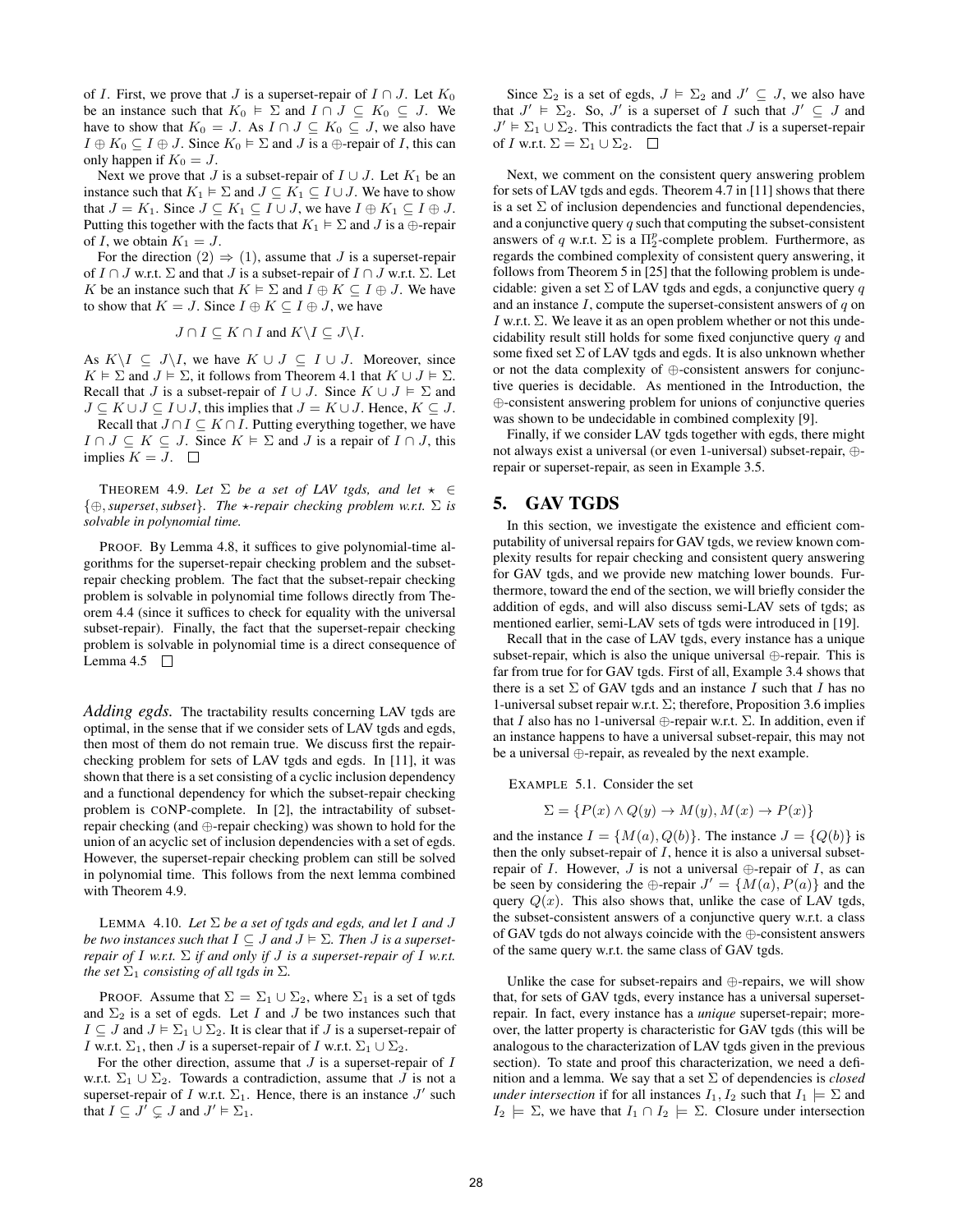of $I$. First, we prove that $J$ is a superset-repair of $I \cap J$. Let $K_0$ be an instance such that $K_0 \models \Sigma$ and $I \cap J \subseteq K_0 \subseteq J$. We have to show that $K_0 = J$. As $I \cap J \subseteq K_0 \subseteq J$, we also have $I \oplus K_0 \subseteq I \oplus J$. Since $K_0 \models \Sigma$ and $J$ is a $\oplus$-repair of $I$, this can only happen if $K_0 = J$.

Next we prove that $J$ is a subset-repair of $I \cup J$. Let $K_1$ be an instance such that $K_1 \models \Sigma$ and $J \subseteq K_1 \subseteq I \cup J$. We have to show that $J = K_1$. Since $J \subseteq K_1 \subseteq I \cup J$, we have $I \oplus K_1 \subseteq I \oplus J$. Putting this together with the facts that $K_1 \models \Sigma$ and $J$ is a $\oplus$-repair of $I$, we obtain $K_1 = J$.

For the direction $(2) \Rightarrow (1)$, assume that $J$ is a superset-repair of $I \cap J$ w.r.t. $\Sigma$ and that $J$ is a subset-repair of $I \cap J$ w.r.t. $\Sigma$. Let $K$ be an instance such that $K \models \Sigma$ and $I \oplus K \subseteq I \oplus J$. We have to show that $K = J$. Since $I \oplus K \subseteq I \oplus J$, we have

$$J \cap I \subseteq K \cap I \text{ and } K \backslash I \subseteq J \backslash I.$$

As $K \backslash I \subseteq J \backslash I$, we have $K \cup J \subseteq I \cup J$. Moreover, since $K \models \Sigma$ and $J \models \Sigma$, it follows from Theorem 4.1 that $K \cup J \models \Sigma$. Recall that $J$ is a subset-repair of $I \cup J$. Since $K \cup J \models \Sigma$ and $J \subseteq K \cup J \subseteq I \cup J$, this implies that $J = K \cup J$. Hence, $K \subseteq J$.

Recall that $J \cap I \subseteq K \cap I$. Putting everything together, we have $I \cap J \subseteq K \subseteq J$. Since $K \models \Sigma$ and $J$ is a repair of $I \cap J$, this implies $K = J$. $\square$

THEOREM 4.9. *Let $\Sigma$ be a set of LAV tgds, and let $\star \in \{\oplus, superset, subset\}$. The $\star$-repair checking problem w.r.t. $\Sigma$ is solvable in polynomial time.*

PROOF. By Lemma 4.8, it suffices to give polynomial-time algorithms for the superset-repair checking problem and the subset-repair checking problem. The fact that the subset-repair checking problem is solvable in polynomial time follows directly from Theorem 4.4 (since it suffices to check for equality with the universal subset-repair). Finally, the fact that the superset-repair checking problem is solvable in polynomial time is a direct consequence of Lemma 4.5 $\square$

*Adding egds.* The tractability results concerning LAV tgds are optimal, in the sense that if we consider sets of LAV tgds and egds, then most of them do not remain true. We discuss first the repair-checking problem for sets of LAV tgds and egds. In [11], it was shown that there is a set consisting of a cyclic inclusion dependency and a functional dependency for which the subset-repair checking problem is coNP-complete. In [2], the intractability of subset-repair checking (and $\oplus$-repair checking) was shown to hold for the union of an acyclic set of inclusion dependencies with a set of egds. However, the superset-repair checking problem can still be solved in polynomial time. This follows from the next lemma combined with Theorem 4.9.

LEMMA 4.10. *Let $\Sigma$ be a set of tgds and egds, and let $I$ and $J$ be two instances such that $I \subseteq J$ and $J \models \Sigma$. Then $J$ is a superset-repair of $I$ w.r.t. $\Sigma$ if and only if $J$ is a superset-repair of $I$ w.r.t. the set $\Sigma_1$ consisting of all tgds in $\Sigma$.*

PROOF. Assume that $\Sigma = \Sigma_1 \cup \Sigma_2$, where $\Sigma_1$ is a set of tgds and $\Sigma_2$ is a set of egds. Let $I$ and $J$ be two instances such that $I \subseteq J$ and $J \models \Sigma_1 \cup \Sigma_2$. It is clear that if $J$ is a superset-repair of $I$ w.r.t. $\Sigma_1$, then $J$ is a superset-repair of $I$ w.r.t. $\Sigma_1 \cup \Sigma_2$.

For the other direction, assume that $J$ is a superset-repair of $I$ w.r.t. $\Sigma_1 \cup \Sigma_2$. Towards a contradiction, assume that $J$ is not a superset-repair of $I$ w.r.t. $\Sigma_1$. Hence, there is an instance $J'$ such that $I \subseteq J' \subsetneq J$ and $J' \models \Sigma_1$.

Since $\Sigma_2$ is a set of egds, $J \models \Sigma_2$ and $J' \subseteq J$, we also have that $J' \models \Sigma_2$. So, $J'$ is a superset of $I$ such that $J' \subseteq J$ and $J' \models \Sigma_1 \cup \Sigma_2$. This contradicts the fact that $J$ is a superset-repair of $I$ w.r.t. $\Sigma = \Sigma_1 \cup \Sigma_2$. $\square$

Next, we comment on the consistent query answering problem for sets of LAV tgds and egds. Theorem 4.7 in [11] shows that there is a set $\Sigma$ of inclusion dependencies and functional dependencies, and a conjunctive query $q$ such that computing the subset-consistent answers of $q$ w.r.t. $\Sigma$ is a $\Pi_2^p$-complete problem. Furthermore, as regards the combined complexity of consistent query answering, it follows from Theorem 5 in [25] that the following problem is undecidable: given a set $\Sigma$ of LAV tgds and egds, a conjunctive query $q$ and an instance $I$, compute the superset-consistent answers of $q$ on $I$ w.r.t. $\Sigma$. We leave it as an open problem whether or not this undecidability result still holds for some fixed conjunctive query $q$ and some fixed set $\Sigma$ of LAV tgds and egds. It is also unknown whether or not the data complexity of $\oplus$-consistent answers for conjunctive queries is decidable. As mentioned in the Introduction, the $\oplus$-consistent answering problem for unions of conjunctive queries was shown to be undecidable in combined complexity [9].

Finally, if we consider LAV tgds together with egds, there might not always exist a universal (or even 1-universal) subset-repair, $\oplus$-repair or superset-repair, as seen in Example 3.5.

## 5. GAV TGDS

In this section, we investigate the existence and efficient computability of universal repairs for GAV tgds, we review known complexity results for repair checking and consistent query answering for GAV tgds, and we provide new matching lower bounds. Furthermore, toward the end of the section, we will briefly consider the addition of egds, and will also discuss semi-LAV sets of tgds; as mentioned earlier, semi-LAV sets of tgds were introduced in [19].

Recall that in the case of LAV tgds, every instance has a unique subset-repair, which is also the unique universal $\oplus$-repair. This is far from true for for GAV tgds. First of all, Example 3.4 shows that there is a set $\Sigma$ of GAV tgds and an instance $I$ such that $I$ has no 1-universal subset repair w.r.t. $\Sigma$; therefore, Proposition 3.6 implies that $I$ also has no 1-universal $\oplus$-repair w.r.t. $\Sigma$. In addition, even if an instance happens to have a universal subset-repair, this may not be a universal $\oplus$-repair, as revealed by the next example.

EXAMPLE 5.1. Consider the set

$$\Sigma = \{P(x) \wedge Q(y) \rightarrow M(y), M(x) \rightarrow P(x)\}$$

and the instance $I = \{M(a), Q(b)\}$. The instance $J = \{Q(b)\}$ is then the only subset-repair of $I$, hence it is also a universal subset-repair of $I$. However, $J$ is not a universal $\oplus$-repair of $I$, as can be seen by considering the $\oplus$-repair $J' = \{M(a), P(a)\}$ and the query $Q(x)$. This also shows that, unlike the case of LAV tgds, the subset-consistent answers of a conjunctive query w.r.t. a class of GAV tgds do not always coincide with the $\oplus$-consistent answers of the same query w.r.t. the same class of GAV tgds.

Unlike the case for subset-repairs and $\oplus$-repairs, we will show that, for sets of GAV tgds, every instance has a universal superset-repair. In fact, every instance has a *unique* superset-repair; moreover, the latter property is characteristic for GAV tgds (this will be analogous to the characterization of LAV tgds given in the previous section). To state and proof this characterization, we need a definition and a lemma. We say that a set $\Sigma$ of dependencies is *closed under intersection* if for all instances $I_1, I_2$ such that $I_1 \models \Sigma$ and $I_2 \models \Sigma$, we have that $I_1 \cap I_2 \models \Sigma$. Closure under intersection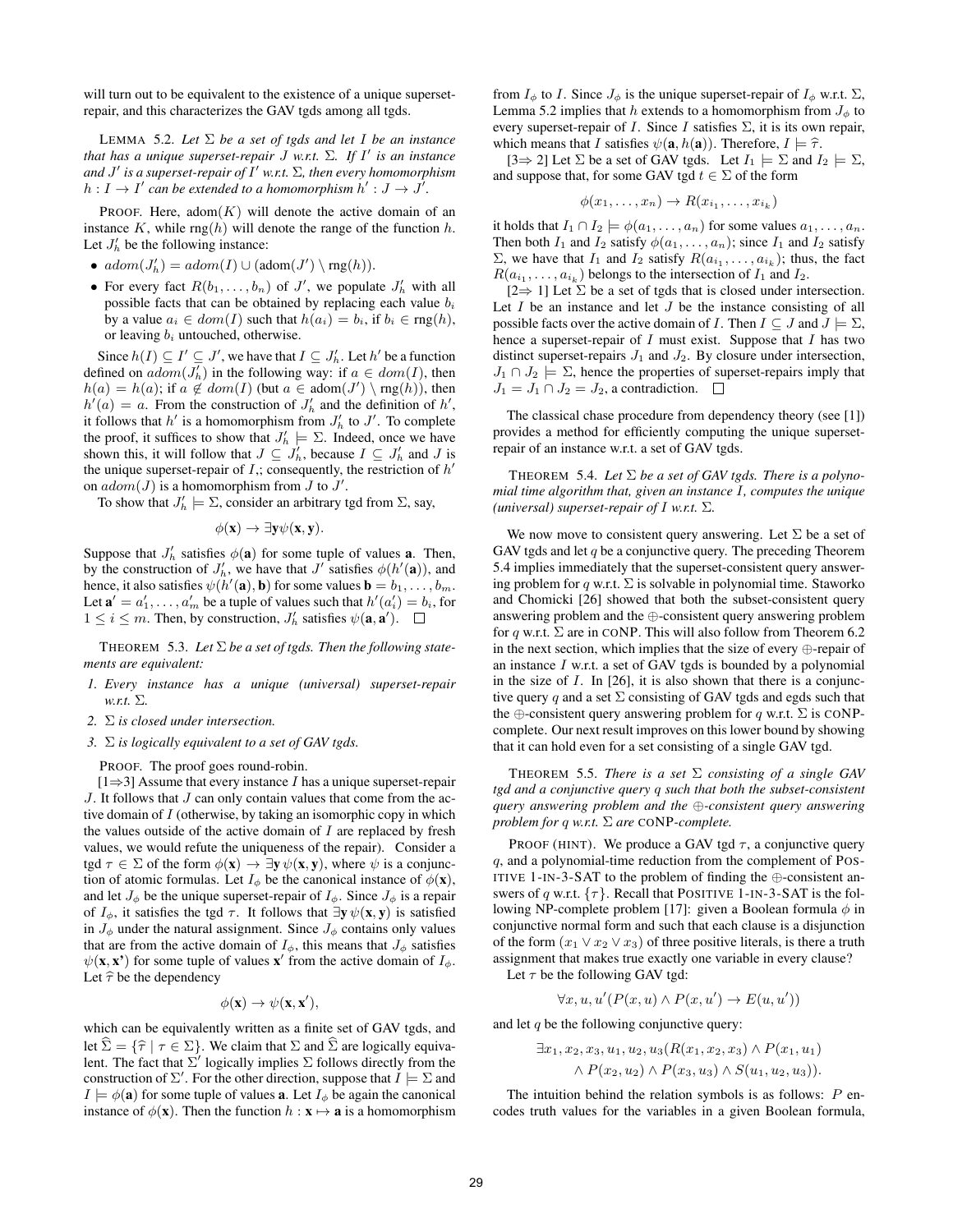will turn out to be equivalent to the existence of a unique superset-repair, and this characterizes the GAV tgds among all tgds.

LEMMA 5.2. *Let $\Sigma$ be a set of tgds and let $I$ be an instance that has a unique superset-repair $J$ w.r.t. $\Sigma$. If $I'$ is an instance and $J'$ is a superset-repair of $I'$ w.r.t. $\Sigma$, then every homomorphism $h : I \to I'$ can be extended to a homomorphism $h' : J \to J'$.*

PROOF. Here, $\text{adom}(K)$ will denote the active domain of an instance $K$, while $\text{rng}(h)$ will denote the range of the function $h$. Let $J'_h$ be the following instance:

- $adom(J'_h) = adom(I) \cup (\text{adom}(J') \setminus \text{rng}(h))$.
- For every fact $R(b_1, \ldots, b_n)$ of $J'$, we populate $J'_h$ with all possible facts that can be obtained by replacing each value $b_i$ by a value $a_i \in dom(I)$ such that $h(a_i) = b_i$, if $b_i \in \text{rng}(h)$, or leaving $b_i$ untouched, otherwise.

Since $h(I) \subseteq I' \subseteq J'$, we have that $I \subseteq J'_h$. Let $h'$ be a function defined on $adom(J'_h)$ in the following way: if $a \in dom(I)$, then $h(a) = h(a)$; if $a \notin dom(I)$ (but $a \in \text{adom}(J') \setminus \text{rng}(h)$), then $h'(a) = a$. From the construction of $J'_h$ and the definition of $h'$, it follows that $h'$ is a homomorphism from $J'_h$ to $J'$. To complete the proof, it suffices to show that $J'_h \models \Sigma$. Indeed, once we have shown this, it will follow that $J \subseteq J'_h$, because $I \subseteq J'_h$ and $J$ is the unique superset-repair of $I$,; consequently, the restriction of $h'$ on $adom(J)$ is a homomorphism from $J$ to $J'$.

To show that $J'_h \models \Sigma$, consider an arbitrary tgd from $\Sigma$, say,

$$\phi(\mathbf{x}) \to \exists \mathbf{y} \psi(\mathbf{x}, \mathbf{y}).$$

Suppose that $J'_h$ satisfies $\phi(\mathbf{a})$ for some tuple of values $\mathbf{a}$. Then, by the construction of $J'_h$, we have that $J'$ satisfies $\phi(h'(\mathbf{a}))$, and hence, it also satisfies $\psi(h'(\mathbf{a}), \mathbf{b})$ for some values $\mathbf{b} = b_1, \ldots, b_m$. Let $\mathbf{a}' = a'_1, \ldots, a'_m$ be a tuple of values such that $h'(a'_i) = b_i$, for $1 \le i \le m$. Then, by construction, $J'_h$ satisfies $\psi(\mathbf{a}, \mathbf{a}')$. $\square$

THEOREM 5.3. *Let $\Sigma$ be a set of tgds. Then the following statements are equivalent:*

1. *Every instance has a unique (universal) superset-repair w.r.t. $\Sigma$.*
2. *$\Sigma$ is closed under intersection.*
3. *$\Sigma$ is logically equivalent to a set of GAV tgds.*

PROOF. The proof goes round-robin.

[1⇒3] Assume that every instance $I$ has a unique superset-repair $J$. It follows that $J$ can only contain values that come from the active domain of $I$ (otherwise, by taking an isomorphic copy in which the values outside of the active domain of $I$ are replaced by fresh values, we would refute the uniqueness of the repair). Consider a tgd $\tau \in \Sigma$ of the form $\phi(\mathbf{x}) \to \exists \mathbf{y}\, \psi(\mathbf{x}, \mathbf{y})$, where $\psi$ is a conjunction of atomic formulas. Let $I_\phi$ be the canonical instance of $\phi(\mathbf{x})$, and let $J_\phi$ be the unique superset-repair of $I_\phi$. Since $J_\phi$ is a repair of $I_\phi$, it satisfies the tgd $\tau$. It follows that $\exists \mathbf{y}\, \psi(\mathbf{x}, \mathbf{y})$ is satisfied in $J_\phi$ under the natural assignment. Since $J_\phi$ contains only values that are from the active domain of $I_\phi$, this means that $J_\phi$ satisfies $\psi(\mathbf{x}, \mathbf{x}')$ for some tuple of values $\mathbf{x}'$ from the active domain of $I_\phi$. Let $\widehat{\tau}$ be the dependency

$$\phi(\mathbf{x}) \to \psi(\mathbf{x}, \mathbf{x}'),$$

which can be equivalently written as a finite set of GAV tgds, and let $\widehat{\Sigma} = \{\widehat{\tau} \mid \tau \in \Sigma\}$. We claim that $\Sigma$ and $\widehat{\Sigma}$ are logically equivalent. The fact that $\Sigma'$ logically implies $\Sigma$ follows directly from the construction of $\Sigma'$. For the other direction, suppose that $I \models \Sigma$ and $I \models \phi(\mathbf{a})$ for some tuple of values $\mathbf{a}$. Let $I_\phi$ be again the canonical instance of $\phi(\mathbf{x})$. Then the function $h : \mathbf{x} \mapsto \mathbf{a}$ is a homomorphism from $I_\phi$ to $I$. Since $J_\phi$ is the unique superset-repair of $I_\phi$ w.r.t. $\Sigma$, Lemma 5.2 implies that $h$ extends to a homomorphism from $J_\phi$ to every superset-repair of $I$. Since $I$ satisfies $\Sigma$, it is its own repair, which means that $I$ satisfies $\psi(\mathbf{a}, h(\mathbf{a}))$. Therefore, $I \models \widehat{\tau}$.

[3⇒ 2] Let $\Sigma$ be a set of GAV tgds. Let $I_1 \models \Sigma$ and $I_2 \models \Sigma$, and suppose that, for some GAV tgd $t \in \Sigma$ of the form

$$\phi(x_1, \ldots, x_n) \to R(x_{i_1}, \ldots, x_{i_k})$$

it holds that $I_1 \cap I_2 \models \phi(a_1, \ldots, a_n)$ for some values $a_1, \ldots, a_n$. Then both $I_1$ and $I_2$ satisfy $\phi(a_1, \ldots, a_n)$; since $I_1$ and $I_2$ satisfy $\Sigma$, we have that $I_1$ and $I_2$ satisfy $R(a_{i_1}, \ldots, a_{i_k})$; thus, the fact $R(a_{i_1}, \ldots, a_{i_k})$ belongs to the intersection of $I_1$ and $I_2$.

[2⇒ 1] Let $\Sigma$ be a set of tgds that is closed under intersection. Let $I$ be an instance and let $J$ be the instance consisting of all possible facts over the active domain of $I$. Then $I \subseteq J$ and $J \models \Sigma$, hence a superset-repair of $I$ must exist. Suppose that $I$ has two distinct superset-repairs $J_1$ and $J_2$. By closure under intersection, $J_1 \cap J_2 \models \Sigma$, hence the properties of superset-repairs imply that $J_1 = J_1 \cap J_2 = J_2$, a contradiction. $\square$

The classical chase procedure from dependency theory (see [1]) provides a method for efficiently computing the unique superset-repair of an instance w.r.t. a set of GAV tgds.

THEOREM 5.4. *Let $\Sigma$ be a set of GAV tgds. There is a polynomial time algorithm that, given an instance $I$, computes the unique (universal) superset-repair of $I$ w.r.t. $\Sigma$.*

We now move to consistent query answering. Let $\Sigma$ be a set of GAV tgds and let $q$ be a conjunctive query. The preceding Theorem 5.4 implies immediately that the superset-consistent query answering problem for $q$ w.r.t. $\Sigma$ is solvable in polynomial time. Staworko and Chomicki [26] showed that both the subset-consistent query answering problem and the $\oplus$-consistent query answering problem for $q$ w.r.t. $\Sigma$ are in coNP. This will also follow from Theorem 6.2 in the next section, which implies that the size of every $\oplus$-repair of an instance $I$ w.r.t. a set of GAV tgds is bounded by a polynomial in the size of $I$. In [26], it is also shown that there is a conjunctive query $q$ and a set $\Sigma$ consisting of GAV tgds and egds such that the $\oplus$-consistent query answering problem for $q$ w.r.t. $\Sigma$ is coNP-complete. Our next result improves on this lower bound by showing that it can hold even for a set consisting of a single GAV tgd.

THEOREM 5.5. *There is a set $\Sigma$ consisting of a single GAV tgd and a conjunctive query $q$ such that both the subset-consistent query answering problem and the $\oplus$-consistent query answering problem for $q$ w.r.t. $\Sigma$ are coNP-complete.*

PROOF (HINT). We produce a GAV tgd $\tau$, a conjunctive query $q$, and a polynomial-time reduction from the complement of POSITIVE 1-IN-3-SAT to the problem of finding the $\oplus$-consistent answers of $q$ w.r.t. $\{\tau\}$. Recall that POSITIVE 1-IN-3-SAT is the following NP-complete problem [17]: given a Boolean formula $\phi$ in conjunctive normal form and such that each clause is a disjunction of the form $(x_1 \vee x_2 \vee x_3)$ of three positive literals, is there a truth assignment that makes true exactly one variable in every clause?

Let $\tau$ be the following GAV tgd:

$$\forall x, u, u' (P(x, u) \wedge P(x, u') \to E(u, u'))$$

and let $q$ be the following conjunctive query:

$$\exists x_1, x_2, x_3, u_1, u_2, u_3 (R(x_1, x_2, x_3) \wedge P(x_1, u_1) \wedge P(x_2, u_2) \wedge P(x_3, u_3) \wedge S(u_1, u_2, u_3)).$$

The intuition behind the relation symbols is as follows: $P$ encodes truth values for the variables in a given Boolean formula,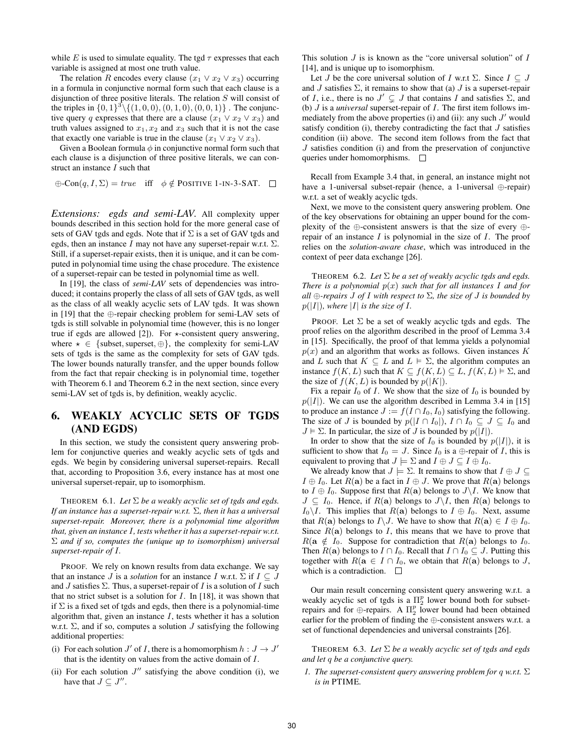while $E$ is used to simulate equality. The tgd $\tau$ expresses that each variable is assigned at most one truth value.

The relation $R$ encodes every clause $(x_1 \vee x_2 \vee x_3)$ occurring in a formula in conjunctive normal form such that each clause is a disjunction of three positive literals. The relation $S$ will consist of the triples in $\{0,1\}^3 \backslash \{(1,0,0),(0,1,0),(0,0,1)\}$ . The conjunctive query $q$ expresses that there are a clause $(x_1 \vee x_2 \vee x_3)$ and truth values assigned to $x_1, x_2$ and $x_3$ such that it is not the case that exactly one variable is true in the clause $(x_1 \vee x_2 \vee x_3)$.

Given a Boolean formula $\phi$ in conjunctive normal form such that each clause is a disjunction of three positive literals, we can construct an instance $I$ such that

$$\oplus\text{-Con}(q, I, \Sigma) = true \quad \text{iff} \quad \phi \notin \text{POSITIVE 1-IN-3-SAT}. \quad \square$$

*Extensions: egds and semi-LAV.* All complexity upper bounds described in this section hold for the more general case of sets of GAV tgds and egds. Note that if $\Sigma$ is a set of GAV tgds and egds, then an instance $I$ may not have any superset-repair w.r.t. $\Sigma$. Still, if a superset-repair exists, then it is unique, and it can be computed in polynomial time using the chase procedure. The existence of a superset-repair can be tested in polynomial time as well.

In [19], the class of *semi-LAV* sets of dependencies was introduced; it contains properly the class of all sets of GAV tgds, as well as the class of all weakly acyclic sets of LAV tgds. It was shown in [19] that the $\oplus$-repair checking problem for semi-LAV sets of tgds is still solvable in polynomial time (however, this is no longer true if egds are allowed [2]). For $\star$-consistent query answering, where $\star \in \{\text{subset}, \text{superset}, \oplus\}$, the complexity for semi-LAV sets of tgds is the same as the complexity for sets of GAV tgds. The lower bounds naturally transfer, and the upper bounds follow from the fact that repair checking is in polynomial time, together with Theorem 6.1 and Theorem 6.2 in the next section, since every semi-LAV set of tgds is, by definition, weakly acyclic.

# 6. WEAKLY ACYCLIC SETS OF TGDS (AND EGDS)

In this section, we study the consistent query answering problem for conjunctive queries and weakly acyclic sets of tgds and egds. We begin by considering universal superset-repairs. Recall that, according to Proposition 3.6, every instance has at most one universal superset-repair, up to isomorphism.

THEOREM 6.1. *Let $\Sigma$ be a weakly acyclic set of tgds and egds. If an instance has a superset-repair w.r.t. $\Sigma$, then it has a universal superset-repair. Moreover, there is a polynomial time algorithm that, given an instance $I$, tests whether it has a superset-repair w.r.t. $\Sigma$ and if so, computes the (unique up to isomorphism) universal superset-repair of $I$.*

PROOF. We rely on known results from data exchange. We say that an instance $J$ is a *solution* for an instance $I$ w.r.t. $\Sigma$ if $I \subseteq J$ and $J$ satisfies $\Sigma$. Thus, a superset-repair of $I$ is a solution of $I$ such that no strict subset is a solution for $I$. In [18], it was shown that if $\Sigma$ is a fixed set of tgds and egds, then there is a polynomial-time algorithm that, given an instance $I$, tests whether it has a solution w.r.t. $\Sigma$, and if so, computes a solution $J$ satisfying the following additional properties:

(i) For each solution $J'$ of $I$, there is a homomorphism $h : J \to J'$ that is the identity on values from the active domain of $I$.

(ii) For each solution $J''$ satisfying the above condition (i), we have that $J \subseteq J''$.

This solution $J$ is is known as the "core universal solution" of $I$ [14], and is unique up to isomorphism.

Let $J$ be the core universal solution of $I$ w.r.t $\Sigma$. Since $I \subseteq J$ and $J$ satisfies $\Sigma$, it remains to show that (a) $J$ is a superset-repair of $I$, i.e., there is no $J' \subsetneq J$ that contains $I$ and satisfies $\Sigma$, and (b) $J$ is a *universal* superset-repair of $I$. The first item follows immediately from the above properties (i) and (ii): any such $J'$ would satisfy condition (i), thereby contradicting the fact that $J$ satisfies condition (ii) above. The second item follows from the fact that $J$ satisfies condition (i) and from the preservation of conjunctive queries under homomorphisms. $\square$

Recall from Example 3.4 that, in general, an instance might not have a 1-universal subset-repair (hence, a 1-universal $\oplus$-repair) w.r.t. a set of weakly acyclic tgds.

Next, we move to the consistent query answering problem. One of the key observations for obtaining an upper bound for the complexity of the $\oplus$-consistent answers is that the size of every $\oplus$-repair of an instance $I$ is polynomial in the size of $I$. The proof relies on the *solution-aware chase*, which was introduced in the context of peer data exchange [26].

THEOREM 6.2. *Let $\Sigma$ be a set of weakly acyclic tgds and egds. There is a polynomial $p(x)$ such that for all instances $I$ and for all $\oplus$-repairs $J$ of $I$ with respect to $\Sigma$, the size of $J$ is bounded by $p(|I|)$, where $|I|$ is the size of $I$.*

PROOF. Let $\Sigma$ be a set of weakly acyclic tgds and egds. The proof relies on the algorithm described in the proof of Lemma 3.4 in [15]. Specifically, the proof of that lemma yields a polynomial $p(x)$ and an algorithm that works as follows. Given instances $K$ and $L$ such that $K \subseteq L$ and $L \vDash \Sigma$, the algorithm computes an instance $f(K, L)$ such that $K \subseteq f(K, L) \subseteq L$, $f(K, L) \vDash \Sigma$, and the size of $f(K, L)$ is bounded by $p(|K|)$.

Fix a repair $I_0$ of $I$. We show that the size of $I_0$ is bounded by $p(|I|)$. We can use the algorithm described in Lemma 3.4 in [15] to produce an instance $J := f(I \cap I_0, I_0)$ satisfying the following. The size of $J$ is bounded by $p(|I \cap I_0|)$, $I \cap I_0 \subseteq J \subseteq I_0$ and $J \vDash \Sigma$. In particular, the size of $J$ is bounded by $p(|I|)$.

In order to show that the size of $I_0$ is bounded by $p(|I|)$, it is sufficient to show that $I_0 = J$. Since $I_0$ is a $\oplus$-repair of $I$, this is equivalent to proving that $J \models \Sigma$ and $I \oplus J \subseteq I \oplus I_0$.

We already know that $J \models \Sigma$. It remains to show that $I \oplus J \subseteq I \oplus I_0$. Let $R(\mathbf{a})$ be a fact in $I \oplus J$. We prove that $R(\mathbf{a})$ belongs to $I \oplus I_0$. Suppose first that $R(\mathbf{a})$ belongs to $J \backslash I$. We know that $J \subseteq I_0$. Hence, if $R(\mathbf{a})$ belongs to $J \backslash I$, then $R(\mathbf{a})$ belongs to $I_0 \backslash I$. This implies that $R(\mathbf{a})$ belongs to $I \oplus I_0$. Next, assume that $R(\mathbf{a})$ belongs to $I \backslash J$. We have to show that $R(\mathbf{a}) \in I \oplus I_0$. Since $R(\mathbf{a})$ belongs to $I$, this means that we have to prove that $R(\mathbf{a} \notin I_0$. Suppose for contradiction that $R(\mathbf{a})$ belongs to $I_0$. Then $R(\mathbf{a})$ belongs to $I \cap I_0$. Recall that $I \cap I_0 \subseteq J$. Putting this together with $R(\mathbf{a} \in I \cap I_0$, we obtain that $R(\mathbf{a})$ belongs to $J$, which is a contradiction. $\square$

Our main result concerning consistent query answering w.r.t. a weakly acyclic set of tgds is a $\Pi_2^p$ lower bound both for subset-repairs and for $\oplus$-repairs. A $\Pi_2^p$ lower bound had been obtained earlier for the problem of finding the $\oplus$-consistent answers w.r.t. a set of functional dependencies and universal constraints [26].

THEOREM 6.3. *Let $\Sigma$ be a weakly acyclic set of tgds and egds and let $q$ be a conjunctive query.*

*1. The superset-consistent query answering problem for $q$ w.r.t. $\Sigma$ is in* PTIME*.*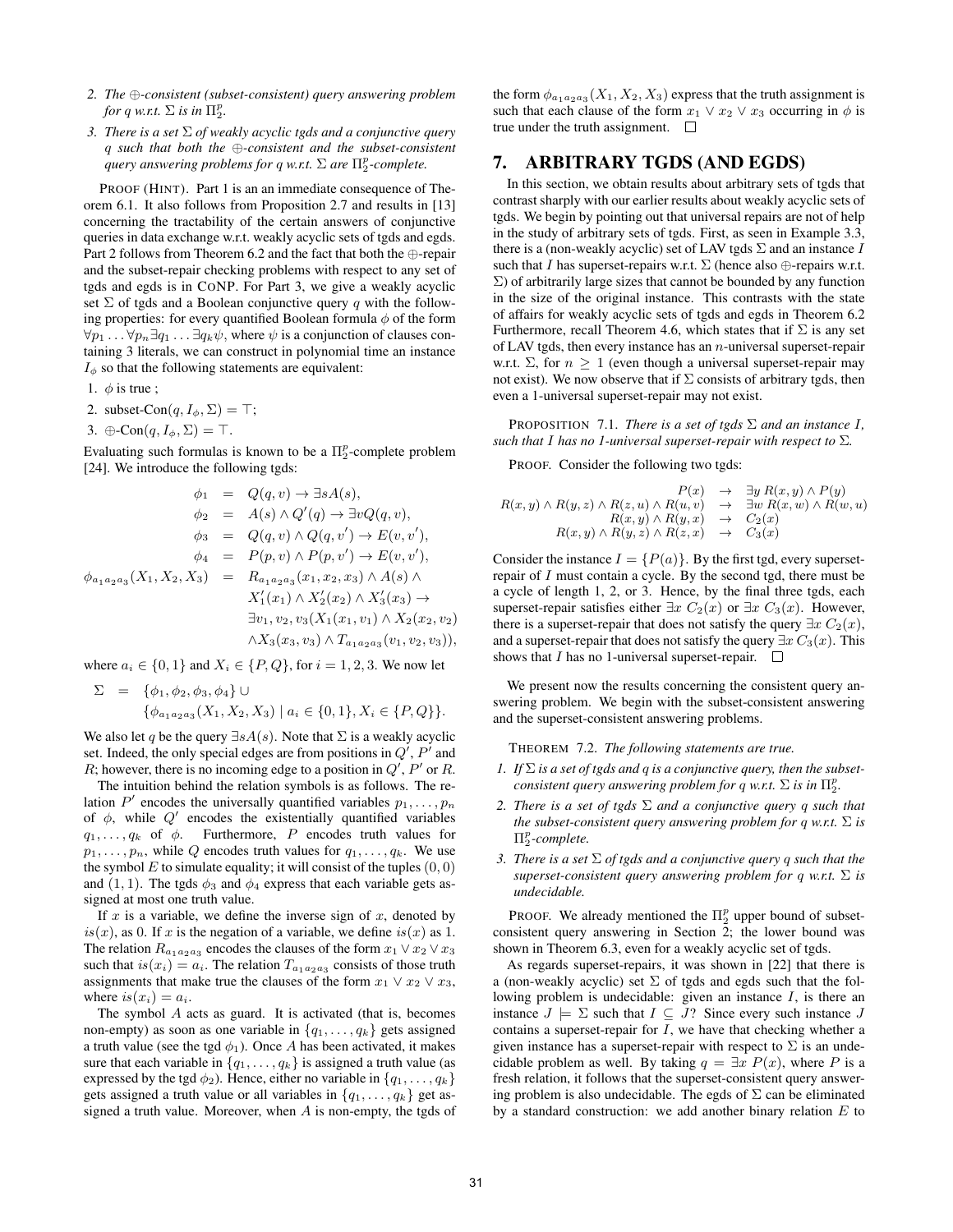2. *The $\oplus$-consistent (subset-consistent) query answering problem for $q$ w.r.t. $\Sigma$ is in $\Pi_2^p$.*
3. *There is a set $\Sigma$ of weakly acyclic tgds and a conjunctive query $q$ such that both the $\oplus$-consistent and the subset-consistent query answering problems for $q$ w.r.t. $\Sigma$ are $\Pi_2^p$-complete.*

PROOF (HINT). Part 1 is an an immediate consequence of Theorem 6.1. It also follows from Proposition 2.7 and results in [13] concerning the tractability of the certain answers of conjunctive queries in data exchange w.r.t. weakly acyclic sets of tgds and egds. Part 2 follows from Theorem 6.2 and the fact that both the $\oplus$-repair and the subset-repair checking problems with respect to any set of tgds and egds is in CONP. For Part 3, we give a weakly acyclic set $\Sigma$ of tgds and a Boolean conjunctive query $q$ with the following properties: for every quantified Boolean formula $\phi$ of the form $\forall p_1 \ldots \forall p_n \exists q_1 \ldots \exists q_k \psi$, where $\psi$ is a conjunction of clauses containing 3 literals, we can construct in polynomial time an instance $I_\phi$ so that the following statements are equivalent:

1. $\phi$ is true ;
2. subset-Con$(q, I_\phi, \Sigma) = \top$;
3. $\oplus$-Con$(q, I_\phi, \Sigma) = \top$.

Evaluating such formulas is known to be a $\Pi_2^p$-complete problem [24]. We introduce the following tgds:

$$
\begin{aligned}
\phi_1 &= Q(q, v) \rightarrow \exists s A(s),\\
\phi_2 &= A(s) \wedge Q'(q) \rightarrow \exists v Q(q, v),\\
\phi_3 &= Q(q, v) \wedge Q(q, v') \rightarrow E(v, v'),\\
\phi_4 &= P(p, v) \wedge P(p, v') \rightarrow E(v, v'),\\
\phi_{a_1a_2a_3}(X_1, X_2, X_3) &= R_{a_1a_2a_3}(x_1, x_2, x_3) \wedge A(s) \wedge\\
&\quad X'_1(x_1) \wedge X'_2(x_2) \wedge X'_3(x_3) \rightarrow\\
&\quad \exists v_1, v_2, v_3 (X_1(x_1, v_1) \wedge X_2(x_2, v_2)\\
&\quad \wedge X_3(x_3, v_3) \wedge T_{a_1a_2a_3}(v_1, v_2, v_3)),
\end{aligned}
$$

where $a_i \in \{0, 1\}$ and $X_i \in \{P, Q\}$, for $i = 1, 2, 3$. We now let

$$
\begin{aligned}
\Sigma &= \{\phi_1, \phi_2, \phi_3, \phi_4\} \cup\\
&\quad \{\phi_{a_1a_2a_3}(X_1, X_2, X_3) \mid a_i \in \{0, 1\}, X_i \in \{P, Q\}\}.
\end{aligned}
$$

We also let $q$ be the query $\exists s A(s)$. Note that $\Sigma$ is a weakly acyclic set. Indeed, the only special edges are from positions in $Q'$, $P'$ and $R$; however, there is no incoming edge to a position in $Q'$, $P'$ or $R$.

The intuition behind the relation symbols is as follows. The relation $P'$ encodes the universally quantified variables $p_1, \ldots, p_n$ of $\phi$, while $Q'$ encodes the existentially quantified variables $q_1, \ldots, q_k$ of $\phi$. Furthermore, $P$ encodes truth values for $p_1, \ldots, p_n$, while $Q$ encodes truth values for $q_1, \ldots, q_k$. We use the symbol $E$ to simulate equality; it will consist of the tuples $(0, 0)$ and $(1, 1)$. The tgds $\phi_3$ and $\phi_4$ express that each variable gets assigned at most one truth value.

If $x$ is a variable, we define the inverse sign of $x$, denoted by $is(x)$, as 0. If $x$ is the negation of a variable, we define $is(x)$ as 1. The relation $R_{a_1a_2a_3}$ encodes the clauses of the form $x_1 \vee x_2 \vee x_3$ such that $is(x_i) = a_i$. The relation $T_{a_1a_2a_3}$ consists of those truth assignments that make true the clauses of the form $x_1 \vee x_2 \vee x_3$, where $is(x_i) = a_i$.

The symbol $A$ acts as guard. It is activated (that is, becomes non-empty) as soon as one variable in $\{q_1, \ldots, q_k\}$ gets assigned a truth value (see the tgd $\phi_1$). Once $A$ has been activated, it makes sure that each variable in $\{q_1, \ldots, q_k\}$ is assigned a truth value (as expressed by the tgd $\phi_2$). Hence, either no variable in $\{q_1, \ldots, q_k\}$ gets assigned a truth value or all variables in $\{q_1, \ldots, q_k\}$ get assigned a truth value. Moreover, when $A$ is non-empty, the tgds of the form $\phi_{a_1a_2a_3}(X_1, X_2, X_3)$ express that the truth assignment is such that each clause of the form $x_1 \vee x_2 \vee x_3$ occurring in $\phi$ is true under the truth assignment. $\square$

# 7. ARBITRARY TGDS (AND EGDS)

In this section, we obtain results about arbitrary sets of tgds that contrast sharply with our earlier results about weakly acyclic sets of tgds. We begin by pointing out that universal repairs are not of help in the study of arbitrary sets of tgds. First, as seen in Example 3.3, there is a (non-weakly acyclic) set of LAV tgds $\Sigma$ and an instance $I$ such that $I$ has superset-repairs w.r.t. $\Sigma$ (hence also $\oplus$-repairs w.r.t. $\Sigma$) of arbitrarily large sizes that cannot be bounded by any function in the size of the original instance. This contrasts with the state of affairs for weakly acyclic sets of tgds and egds in Theorem 6.2 Furthermore, recall Theorem 4.6, which states that if $\Sigma$ is any set of LAV tgds, then every instance has an $n$-universal superset-repair w.r.t. $\Sigma$, for $n \geq 1$ (even though a universal superset-repair may not exist). We now observe that if $\Sigma$ consists of arbitrary tgds, then even a 1-universal superset-repair may not exist.

PROPOSITION 7.1. *There is a set of tgds $\Sigma$ and an instance $I$, such that $I$ has no 1-universal superset-repair with respect to $\Sigma$.*

PROOF. Consider the following two tgds:

$$
\begin{aligned}
P(x) &\rightarrow \exists y\, R(x, y) \wedge P(y)\\
R(x, y) \wedge R(y, z) \wedge R(z, u) \wedge R(u, v) &\rightarrow \exists w\, R(x, w) \wedge R(w, u)\\
R(x, y) \wedge R(y, x) &\rightarrow C_2(x)\\
R(x, y) \wedge R(y, z) \wedge R(z, x) &\rightarrow C_3(x)
\end{aligned}
$$

Consider the instance $I = \{P(a)\}$. By the first tgd, every superset-repair of $I$ must contain a cycle. By the second tgd, there must be a cycle of length 1, 2, or 3. Hence, by the final three tgds, each superset-repair satisfies either $\exists x\, C_2(x)$ or $\exists x\, C_3(x)$. However, there is a superset-repair that does not satisfy the query $\exists x\, C_2(x)$, and a superset-repair that does not satisfy the query $\exists x\, C_3(x)$. This shows that $I$ has no 1-universal superset-repair. $\square$

We present now the results concerning the consistent query answering problem. We begin with the subset-consistent answering and the superset-consistent answering problems.

THEOREM 7.2. *The following statements are true.*

1. *If $\Sigma$ is a set of tgds and $q$ is a conjunctive query, then the subset-consistent query answering problem for $q$ w.r.t. $\Sigma$ is in $\Pi_2^p$.*
2. *There is a set of tgds $\Sigma$ and a conjunctive query $q$ such that the subset-consistent query answering problem for $q$ w.r.t. $\Sigma$ is $\Pi_2^p$-complete.*
3. *There is a set $\Sigma$ of tgds and a conjunctive query $q$ such that the superset-consistent query answering problem for $q$ w.r.t. $\Sigma$ is undecidable.*

PROOF. We already mentioned the $\Pi_2^p$ upper bound of subset-consistent query answering in Section 2; the lower bound was shown in Theorem 6.3, even for a weakly acyclic set of tgds.

As regards superset-repairs, it was shown in [22] that there is a (non-weakly acyclic) set $\Sigma$ of tgds and egds such that the following problem is undecidable: given an instance $I$, is there an instance $J \models \Sigma$ such that $I \subseteq J$? Since every such instance $J$ contains a superset-repair for $I$, we have that checking whether a given instance has a superset-repair with respect to $\Sigma$ is an undecidable problem as well. By taking $q = \exists x\, P(x)$, where $P$ is a fresh relation, it follows that the superset-consistent query answering problem is also undecidable. The egds of $\Sigma$ can be eliminated by a standard construction: we add another binary relation $E$ to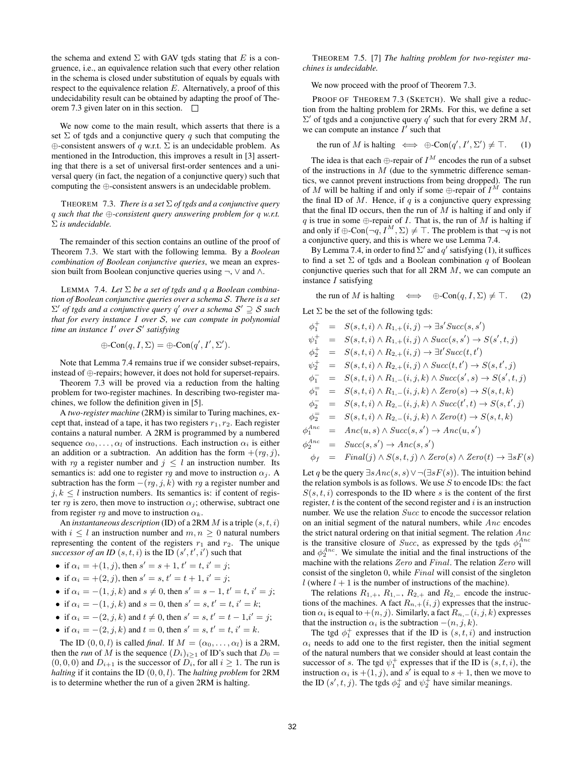the schema and extend $\Sigma$ with GAV tgds stating that $E$ is a congruence, i.e., an equivalence relation such that every other relation in the schema is closed under substitution of equals by equals with respect to the equivalence relation $E$. Alternatively, a proof of this undecidability result can be obtained by adapting the proof of Theorem 7.3 given later on in this section. $\square$

We now come to the main result, which asserts that there is a set $\Sigma$ of tgds and a conjunctive query $q$ such that computing the $\oplus$-consistent answers of $q$ w.r.t. $\Sigma$ is an undecidable problem. As mentioned in the Introduction, this improves a result in [3] asserting that there is a set of universal first-order sentences and a universal query (in fact, the negation of a conjunctive query) such that computing the $\oplus$-consistent answers is an undecidable problem.

THEOREM 7.3. *There is a set $\Sigma$ of tgds and a conjunctive query $q$ such that the $\oplus$-consistent query answering problem for $q$ w.r.t. $\Sigma$ is undecidable.*

The remainder of this section contains an outline of the proof of Theorem 7.3. We start with the following lemma. By a *Boolean combination of Boolean conjunctive queries*, we mean an expression built from Boolean conjunctive queries using $\neg$, $\vee$ and $\wedge$.

LEMMA 7.4. *Let $\Sigma$ be a set of tgds and $q$ a Boolean combination of Boolean conjunctive queries over a schema $\mathcal{S}$. There is a set $\Sigma'$ of tgds and a conjunctive query $q'$ over a schema $\mathcal{S}' \supseteq \mathcal{S}$ such that for every instance $I$ over $\mathcal{S}$, we can compute in polynomial time an instance $I'$ over $\mathcal{S}'$ satisfying*

$$\oplus\text{-Con}(q, I, \Sigma) = \oplus\text{-Con}(q', I', \Sigma').$$

Note that Lemma 7.4 remains true if we consider subset-repairs, instead of $\oplus$-repairs; however, it does not hold for superset-repairs.

Theorem 7.3 will be proved via a reduction from the halting problem for two-register machines. In describing two-register machines, we follow the definition given in [5].

A *two-register machine* (2RM) is similar to Turing machines, except that, instead of a tape, it has two registers $r_1, r_2$. Each register contains a natural number. A 2RM is programmed by a numbered sequence $\alpha_0, \ldots, \alpha_l$ of instructions. Each instruction $\alpha_i$ is either an addition or a subtraction. An addition has the form $+(rg, j)$, with $rg$ a register number and $j \leq l$ an instruction number. Its semantics is: add one to register $rg$ and move to instruction $\alpha_j$. A subtraction has the form $-(rg, j, k)$ with $rg$ a register number and $j, k \leq l$ instruction numbers. Its semantics is: if content of register $rg$ is zero, then move to instruction $\alpha_j$; otherwise, subtract one from register $rg$ and move to instruction $\alpha_k$.

An *instantaneous description* (ID) of a 2RM $M$ is a triple $(s, t, i)$ with $i \leq l$ an instruction number and $m, n \geq 0$ natural numbers representing the content of the registers $r_1$ and $r_2$. The unique *successor of an ID* $(s, t, i)$ is the ID $(s', t', i')$ such that

- if $\alpha_i = +(1, j)$, then $s' = s + 1$, $t' = t$, $i' = j$;
- if $\alpha_i = +(2, j)$, then $s' = s$, $t' = t + 1$, $i' = j$;
- if $\alpha_i = -(1, j, k)$ and $s \neq 0$, then $s' = s - 1$, $t' = t$, $i' = j$;
- if $\alpha_i = -(1, j, k)$ and $s = 0$, then $s' = s$, $t' = t$, $i' = k$;
- if $\alpha_i = -(2, j, k)$ and $t \neq 0$, then $s' = s$, $t' = t - 1$, $i' = j$;
- if $\alpha_i = -(2, j, k)$ and $t = 0$, then $s' = s$, $t' = t$, $i' = k$.

The ID $(0, 0, l)$ is called *final*. If $M = (\alpha_0, \ldots, \alpha_l)$ is a 2RM, then the *run* of $M$ is the sequence $(D_i)_{i \geq 1}$ of ID's such that $D_0 = (0, 0, 0)$ and $D_{i+1}$ is the successor of $D_i$, for all $i \geq 1$. The run is *halting* if it contains the ID $(0, 0, l)$. The *halting problem* for 2RM is to determine whether the run of a given 2RM is halting.

THEOREM 7.5. [7] *The halting problem for two-register machines is undecidable.*

We now proceed with the proof of Theorem 7.3.

PROOF OF THEOREM 7.3 (SKETCH). We shall give a reduction from the halting problem for 2RMs. For this, we define a set $\Sigma'$ of tgds and a conjunctive query $q'$ such that for every 2RM $M$, we can compute an instance $I'$ such that

$$\text{the run of } M \text{ is halting} \iff \oplus\text{-Con}(q', I', \Sigma') \neq \top. \tag{1}$$

The idea is that each $\oplus$-repair of $I^M$ encodes the run of a subset of the instructions in $M$ (due to the symmetric difference semantics, we cannot prevent instructions from being dropped). The run of $M$ will be halting if and only if some $\oplus$-repair of $I^M$ contains the final ID of $M$. Hence, if $q$ is a conjunctive query expressing that the final ID occurs, then the run of $M$ is halting if and only if $q$ is true in some $\oplus$-repair of $I$. That is, the run of $M$ is halting if and only if $\oplus\text{-Con}(\neg q, I^M, \Sigma) \neq \top$. The problem is that $\neg q$ is not a conjunctive query, and this is where we use Lemma 7.4.

By Lemma 7.4, in order to find $\Sigma'$ and $q'$ satisfying (1), it suffices to find a set $\Sigma$ of tgds and a Boolean combination $q$ of Boolean conjunctive queries such that for all 2RM $M$, we can compute an instance $I$ satisfying

$$\text{the run of } M \text{ is halting} \iff \oplus\text{-Con}(q, I, \Sigma) \neq \top. \tag{2}$$

Let $\Sigma$ be the set of the following tgds:

$$
\begin{aligned}
\phi_1^+ &= S(s,t,i) \wedge R_{1,+}(i,j) \rightarrow \exists s' Succ(s,s') \\
\psi_1^+ &= S(s,t,i) \wedge R_{1,+}(i,j) \wedge Succ(s,s') \rightarrow S(s',t,j) \\
\phi_2^+ &= S(s,t,i) \wedge R_{2,+}(i,j) \rightarrow \exists t' Succ(t,t') \\
\psi_2^+ &= S(s,t,i) \wedge R_{2,+}(i,j) \wedge Succ(t,t') \rightarrow S(s,t',j) \\
\phi_1^- &= S(s,t,i) \wedge R_{1,-}(i,j,k) \wedge Succ(s',s) \rightarrow S(s',t,j) \\
\phi_1^= &= S(s,t,i) \wedge R_{1,-}(i,j,k) \wedge Zero(s) \rightarrow S(s,t,k) \\
\phi_2^- &= S(s,t,i) \wedge R_{2,-}(i,j,k) \wedge Succ(t',t) \rightarrow S(s,t',j) \\
\phi_2^= &= S(s,t,i) \wedge R_{2,-}(i,j,k) \wedge Zero(t) \rightarrow S(s,t,k) \\
\phi_1^{Anc} &= Anc(u,s) \wedge Succ(s,s') \rightarrow Anc(u,s') \\
\phi_2^{Anc} &= Succ(s,s') \rightarrow Anc(s,s') \\
\phi_f &= Final(j) \wedge S(s,t,j) \wedge Zero(s) \wedge Zero(t) \rightarrow \exists s F(s)
\end{aligned}
$$

Let $q$ be the query $\exists s Anc(s,s) \vee \neg(\exists s F(s))$. The intuition behind the relation symbols is as follows. We use $S$ to encode IDs: the fact $S(s,t,i)$ corresponds to the ID where $s$ is the content of the first register, $t$ is the content of the second register and $i$ is an instruction number. We use the relation $Succ$ to encode the successor relation on an initial segment of the natural numbers, while $Anc$ encodes the strict natural ordering on that initial segment. The relation $Anc$ is the transitive closure of $Succ$, as expressed by the tgds $\phi_1^{Anc}$ and $\phi_2^{Anc}$. We simulate the initial and the final instructions of the machine with the relations $Zero$ and $Final$. The relation $Zero$ will consist of the singleton 0, while $Final$ will consist of the singleton $l$ (where $l+1$ is the number of instructions of the machine).

The relations $R_{1,+}$, $R_{1,-}$, $R_{2,+}$ and $R_{2,-}$ encode the instructions of the machines. A fact $R_{n,+}(i,j)$ expresses that the instruction $\alpha_i$ is equal to $+(n,j)$. Similarly, a fact $R_{n,-}(i,j,k)$ expresses that the instruction $\alpha_i$ is the subtraction $-(n,j,k)$.

The tgd $\phi_1^+$ expresses that if the ID is $(s,t,i)$ and instruction $\alpha_i$ needs to add one to the first register, then the initial segment of the natural numbers that we consider should at least contain the successor of $s$. The tgd $\psi_1^+$ expresses that if the ID is $(s,t,i)$, the instruction $\alpha_i$ is $+(1,j)$, and $s'$ is equal to $s+1$, then we move to the ID $(s',t,j)$. The tgds $\phi_2^+$ and $\psi_2^+$ have similar meanings.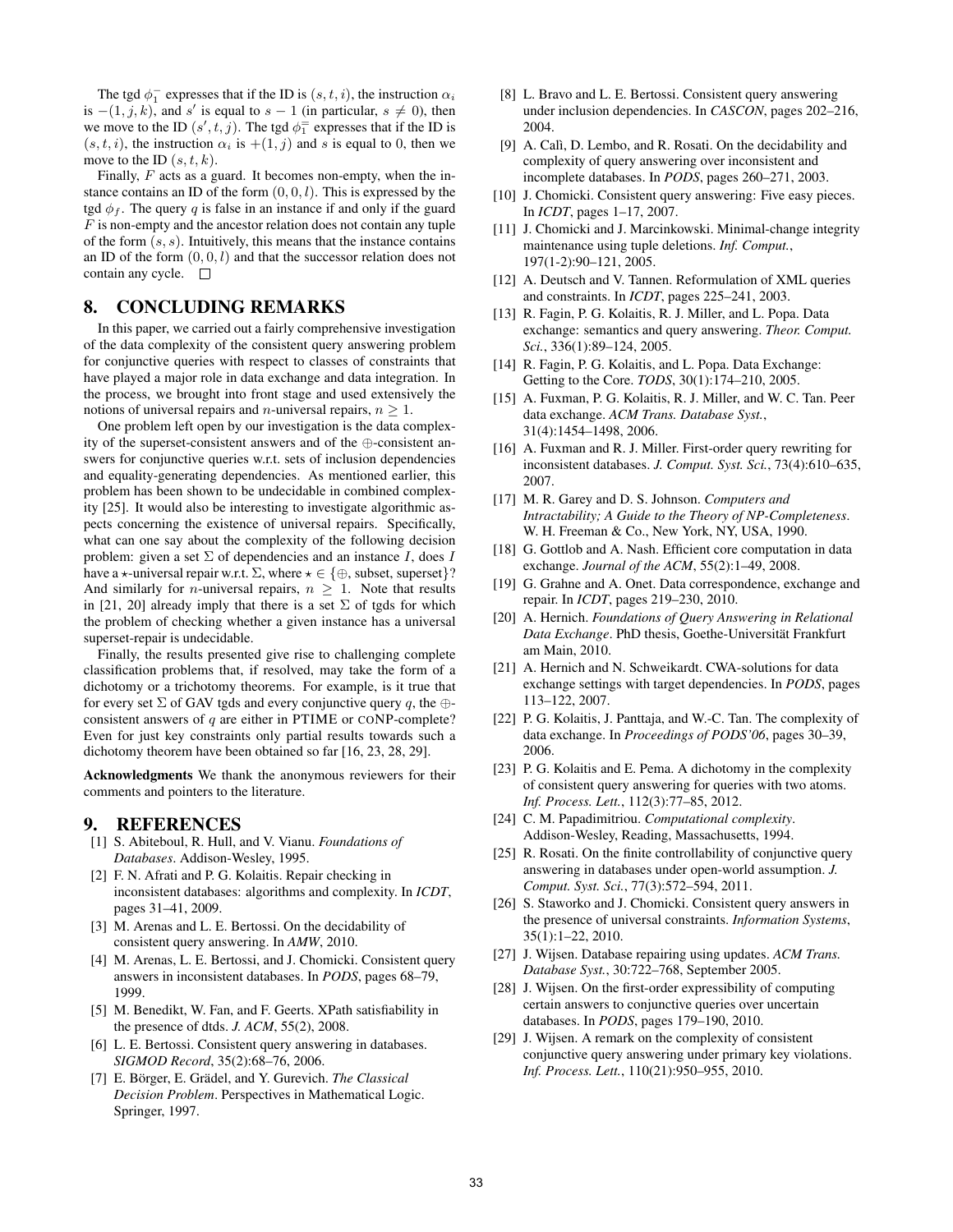The tgd $\phi_1^-$ expresses that if the ID is $(s, t, i)$, the instruction $\alpha_i$ is $-(1, j, k)$, and $s'$ is equal to $s - 1$ (in particular, $s \neq 0$), then we move to the ID $(s', t, j)$. The tgd $\phi_1^=$ expresses that if the ID is $(s, t, i)$, the instruction $\alpha_i$ is $+(1, j)$ and $s$ is equal to 0, then we move to the ID $(s, t, k)$.

Finally, $F$ acts as a guard. It becomes non-empty, when the instance contains an ID of the form $(0, 0, l)$. This is expressed by the tgd $\phi_f$. The query $q$ is false in an instance if and only if the guard $F$ is non-empty and the ancestor relation does not contain any tuple of the form $(s, s)$. Intuitively, this means that the instance contains an ID of the form $(0, 0, l)$ and that the successor relation does not contain any cycle. □

## 8. CONCLUDING REMARKS

In this paper, we carried out a fairly comprehensive investigation of the data complexity of the consistent query answering problem for conjunctive queries with respect to classes of constraints that have played a major role in data exchange and data integration. In the process, we brought into front stage and used extensively the notions of universal repairs and $n$-universal repairs, $n \geq 1$.

One problem left open by our investigation is the data complexity of the superset-consistent answers and of the $\oplus$-consistent answers for conjunctive queries w.r.t. sets of inclusion dependencies and equality-generating dependencies. As mentioned earlier, this problem has been shown to be undecidable in combined complexity [25]. It would also be interesting to investigate algorithmic aspects concerning the existence of universal repairs. Specifically, what can one say about the complexity of the following decision problem: given a set $\Sigma$ of dependencies and an instance $I$, does $I$ have a $\star$-universal repair w.r.t. $\Sigma$, where $\star \in \{\oplus, \text{subset}, \text{superset}\}$? And similarly for $n$-universal repairs, $n \geq 1$. Note that results in [21, 20] already imply that there is a set $\Sigma$ of tgds for which the problem of checking whether a given instance has a universal superset-repair is undecidable.

Finally, the results presented give rise to challenging complete classification problems that, if resolved, may take the form of a dichotomy or a trichotomy theorems. For example, is it true that for every set $\Sigma$ of GAV tgds and every conjunctive query $q$, the $\oplus$-consistent answers of $q$ are either in PTIME or coNP-complete? Even for just key constraints only partial results towards such a dichotomy theorem have been obtained so far [16, 23, 28, 29].

**Acknowledgments** We thank the anonymous reviewers for their comments and pointers to the literature.

## 9. REFERENCES

[1] S. Abiteboul, R. Hull, and V. Vianu. *Foundations of Databases*. Addison-Wesley, 1995.

[2] F. N. Afrati and P. G. Kolaitis. Repair checking in inconsistent databases: algorithms and complexity. In *ICDT*, pages 31–41, 2009.

[3] M. Arenas and L. E. Bertossi. On the decidability of consistent query answering. In *AMW*, 2010.

[4] M. Arenas, L. E. Bertossi, and J. Chomicki. Consistent query answers in inconsistent databases. In *PODS*, pages 68–79, 1999.

[5] M. Benedikt, W. Fan, and F. Geerts. XPath satisfiability in the presence of dtds. *J. ACM*, 55(2), 2008.

[6] L. E. Bertossi. Consistent query answering in databases. *SIGMOD Record*, 35(2):68–76, 2006.

[7] E. Börger, E. Grädel, and Y. Gurevich. *The Classical Decision Problem*. Perspectives in Mathematical Logic. Springer, 1997.

[8] L. Bravo and L. E. Bertossi. Consistent query answering under inclusion dependencies. In *CASCON*, pages 202–216, 2004.

[9] A. Calì, D. Lembo, and R. Rosati. On the decidability and complexity of query answering over inconsistent and incomplete databases. In *PODS*, pages 260–271, 2003.

[10] J. Chomicki. Consistent query answering: Five easy pieces. In *ICDT*, pages 1–17, 2007.

[11] J. Chomicki and J. Marcinkowski. Minimal-change integrity maintenance using tuple deletions. *Inf. Comput.*, 197(1-2):90–121, 2005.

[12] A. Deutsch and V. Tannen. Reformulation of XML queries and constraints. In *ICDT*, pages 225–241, 2003.

[13] R. Fagin, P. G. Kolaitis, R. J. Miller, and L. Popa. Data exchange: semantics and query answering. *Theor. Comput. Sci.*, 336(1):89–124, 2005.

[14] R. Fagin, P. G. Kolaitis, and L. Popa. Data Exchange: Getting to the Core. *TODS*, 30(1):174–210, 2005.

[15] A. Fuxman, P. G. Kolaitis, R. J. Miller, and W. C. Tan. Peer data exchange. *ACM Trans. Database Syst.*, 31(4):1454–1498, 2006.

[16] A. Fuxman and R. J. Miller. First-order query rewriting for inconsistent databases. *J. Comput. Syst. Sci.*, 73(4):610–635, 2007.

[17] M. R. Garey and D. S. Johnson. *Computers and Intractability; A Guide to the Theory of NP-Completeness*. W. H. Freeman & Co., New York, NY, USA, 1990.

[18] G. Gottlob and A. Nash. Efficient core computation in data exchange. *Journal of the ACM*, 55(2):1–49, 2008.

[19] G. Grahne and A. Onet. Data correspondence, exchange and repair. In *ICDT*, pages 219–230, 2010.

[20] A. Hernich. *Foundations of Query Answering in Relational Data Exchange*. PhD thesis, Goethe-Universität Frankfurt am Main, 2010.

[21] A. Hernich and N. Schweikardt. CWA-solutions for data exchange settings with target dependencies. In *PODS*, pages 113–122, 2007.

[22] P. G. Kolaitis, J. Panttaja, and W.-C. Tan. The complexity of data exchange. In *Proceedings of PODS'06*, pages 30–39, 2006.

[23] P. G. Kolaitis and E. Pema. A dichotomy in the complexity of consistent query answering for queries with two atoms. *Inf. Process. Lett.*, 112(3):77–85, 2012.

[24] C. M. Papadimitriou. *Computational complexity*. Addison-Wesley, Reading, Massachusetts, 1994.

[25] R. Rosati. On the finite controllability of conjunctive query answering in databases under open-world assumption. *J. Comput. Syst. Sci.*, 77(3):572–594, 2011.

[26] S. Staworko and J. Chomicki. Consistent query answers in the presence of universal constraints. *Information Systems*, 35(1):1–22, 2010.

[27] J. Wijsen. Database repairing using updates. *ACM Trans. Database Syst.*, 30:722–768, September 2005.

[28] J. Wijsen. On the first-order expressibility of computing certain answers to conjunctive queries over uncertain databases. In *PODS*, pages 179–190, 2010.

[29] J. Wijsen. A remark on the complexity of consistent conjunctive query answering under primary key violations. *Inf. Process. Lett.*, 110(21):950–955, 2010.